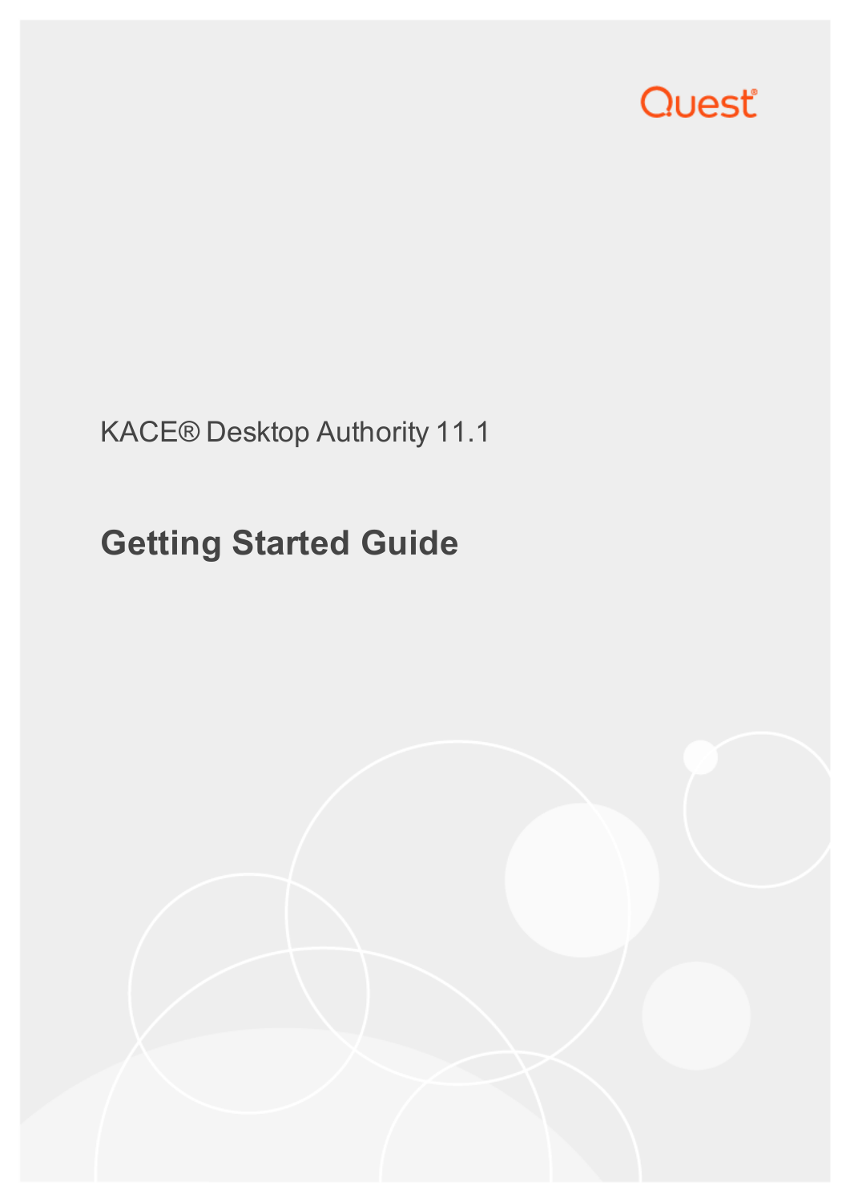Quest

KACE® Desktop Authority 11.1

# Getting Started Guide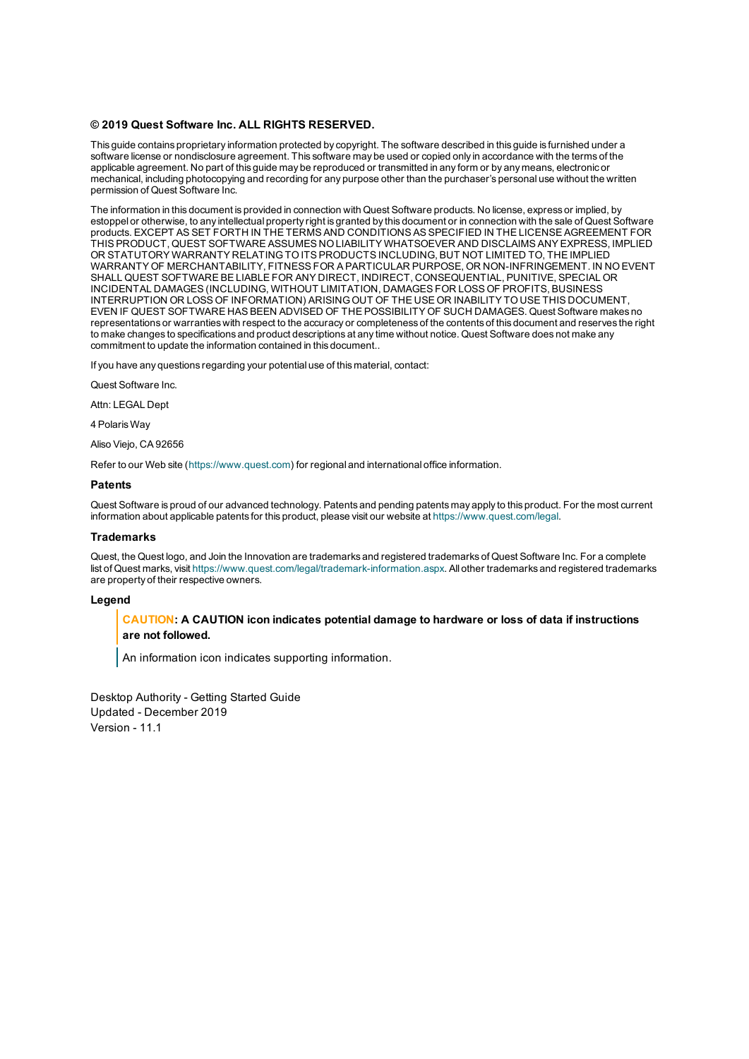**© 2019 Quest Software Inc. ALL RIGHTS RESERVED.**

This guide contains proprietary information protected by copyright. The software described in this guide is furnished under a software license or nondisclosure agreement. This software may be used or copied only in accordance with the terms of the applicable agreement. No part of this guide may be reproduced or transmitted in any form or by any means, electronic or mechanical, including photocopying and recording for any purpose other than the purchaser's personal use without the written permission of Quest Software Inc.

The information in this document is provided in connection with Quest Software products. No license, express or implied, by estoppel or otherwise, to any intellectual property right is granted by this document or in connection with the sale of Quest Software products. EXCEPT AS SET FORTH IN THE TERMS AND CONDITIONS AS SPECIFIED IN THE LICENSE AGREEMENT FOR THIS PRODUCT, QUEST SOFTWARE ASSUMES NO LIABILITY WHATSOEVER AND DISCLAIMS ANY EXPRESS, IMPLIED OR STATUTORY WARRANTY RELATING TO ITS PRODUCTS INCLUDING, BUT NOT LIMITED TO, THE IMPLIED WARRANTY OF MERCHANTABILITY, FITNESS FOR A PARTICULAR PURPOSE, OR NON-INFRINGEMENT. IN NO EVENT SHALL QUEST SOFTWARE BE LIABLE FOR ANY DIRECT, INDIRECT, CONSEQUENTIAL, PUNITIVE, SPECIAL OR INCIDENTAL DAMAGES (INCLUDING, WITHOUT LIMITATION, DAMAGES FOR LOSS OF PROFITS, BUSINESS INTERRUPTION OR LOSS OF INFORMATION) ARISING OUT OF THE USE OR INABILITY TO USE THIS DOCUMENT, EVEN IF QUEST SOFTWARE HAS BEEN ADVISED OF THE POSSIBILITY OF SUCH DAMAGES. Quest Software makes no representations or warranties with respect to the accuracy or completeness of the contents of this document and reserves the right to make changes to specifications and product descriptions at any time without notice. Quest Software does not make any commitment to update the information contained in this document..

If you have any questions regarding your potential use of this material, contact:

Quest Software Inc.

Attn: LEGAL Dept

4 Polaris Way

Aliso Viejo, CA 92656

Refer to our Web site (https://www.quest.com) for regional and international office information.

### Patents

Quest Software is proud of our advanced technology. Patents and pending patents may apply to this product. For the most current information about applicable patents for this product, please visit our website at https://www.quest.com/legal.

### Trademarks

Quest, the Quest logo, and Join the Innovation are trademarks and registered trademarks of Quest Software Inc. For a complete list of Quest marks, visit https://www.quest.com/legal/trademark-information.aspx. All other trademarks and registered trademarks are property of their respective owners.

### Legend

> **CAUTION: A CAUTION icon indicates potential damage to hardware or loss of data if instructions are not followed.**

> An information icon indicates supporting information.

Desktop Authority - Getting Started Guide
Updated - December 2019
Version - 11.1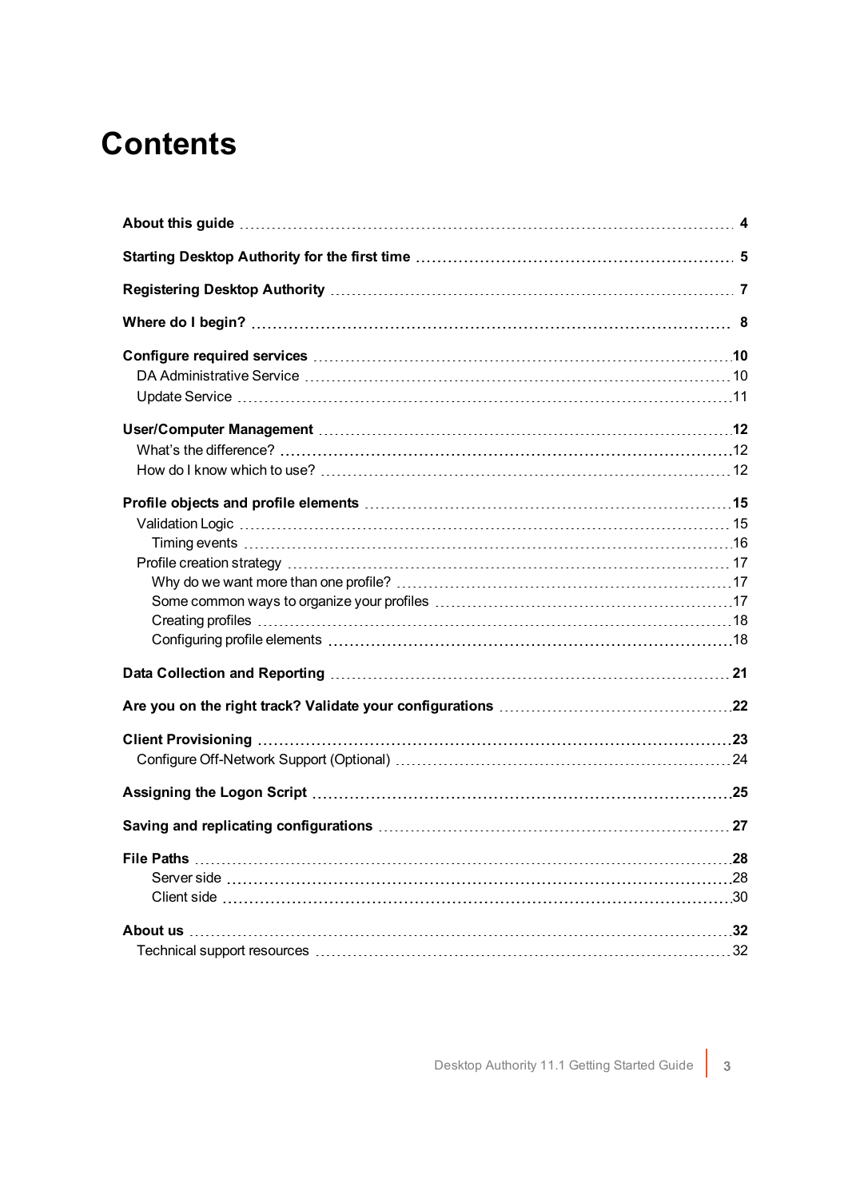# Contents

**About this guide** 4

**Starting Desktop Authority for the first time** 5

**Registering Desktop Authority** 7

**Where do I begin?** 8

**Configure required services** 10
- DA Administrative Service 10
- Update Service 11

**User/Computer Management** 12
- What's the difference? 12
- How do I know which to use? 12

**Profile objects and profile elements** 15
- Validation Logic 15
  - Timing events 16
- Profile creation strategy 17
  - Why do we want more than one profile? 17
  - Some common ways to organize your profiles 17
  - Creating profiles 18
  - Configuring profile elements 18

**Data Collection and Reporting** 21

**Are you on the right track? Validate your configurations** 22

**Client Provisioning** 23
- Configure Off-Network Support (Optional) 24

**Assigning the Logon Script** 25

**Saving and replicating configurations** 27

**File Paths** 28
- Server side 28
- Client side 30

**About us** 32
- Technical support resources 32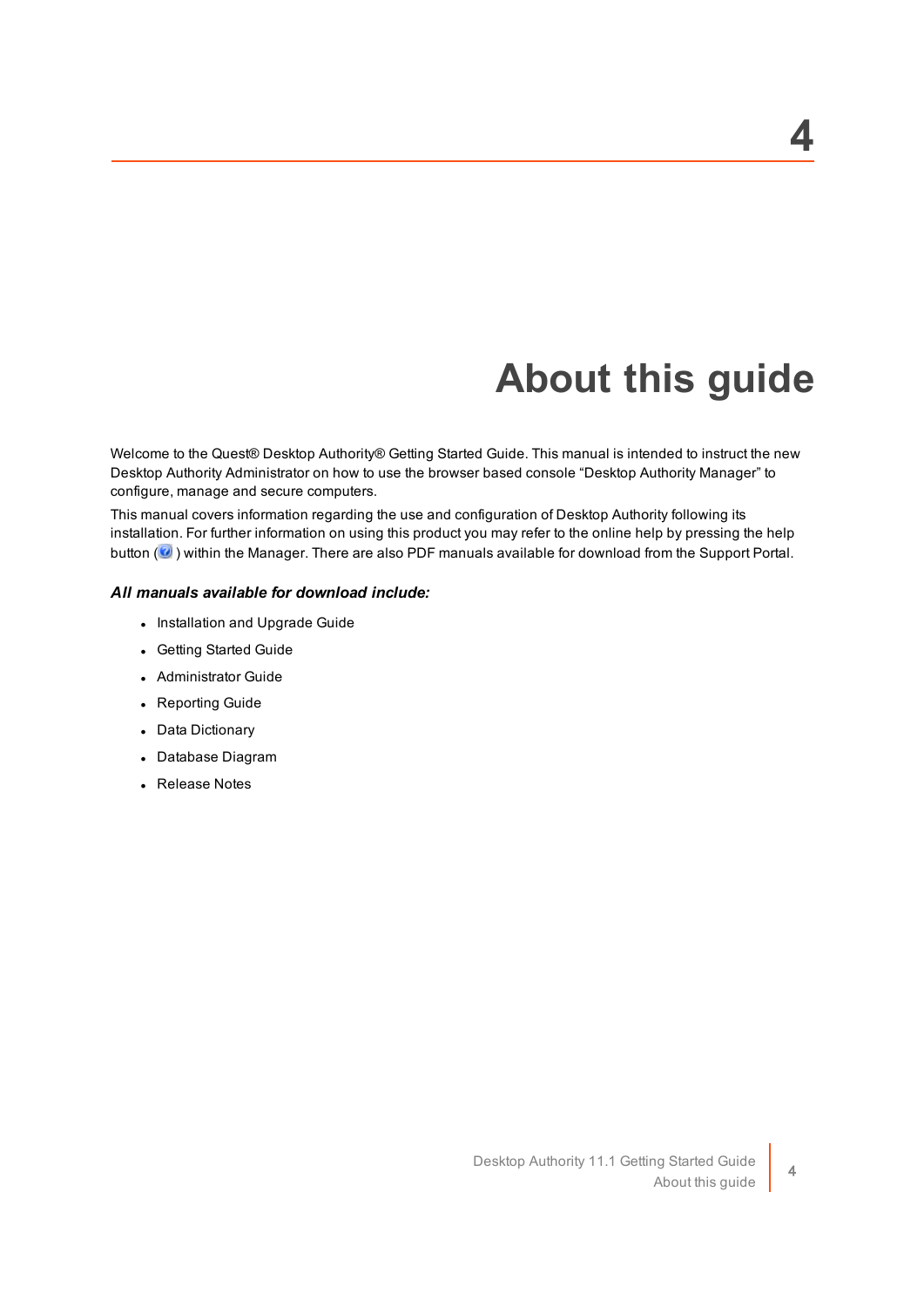# About this guide

Welcome to the Quest® Desktop Authority® Getting Started Guide. This manual is intended to instruct the new Desktop Authority Administrator on how to use the browser based console "Desktop Authority Manager" to configure, manage and secure computers.

This manual covers information regarding the use and configuration of Desktop Authority following its installation. For further information on using this product you may refer to the online help by pressing the help button ( ) within the Manager. There are also PDF manuals available for download from the Support Portal.

***All manuals available for download include:***

- Installation and Upgrade Guide
- Getting Started Guide
- Administrator Guide
- Reporting Guide
- Data Dictionary
- Database Diagram
- Release Notes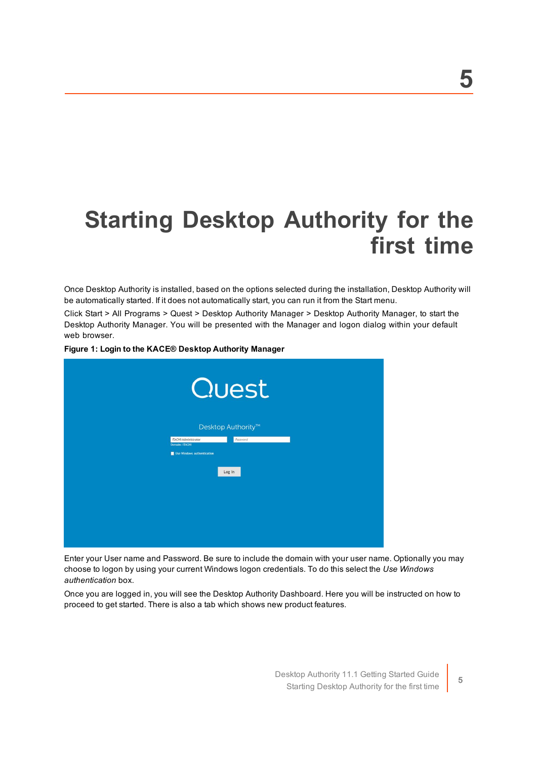# 5

# Starting Desktop Authority for the first time

Once Desktop Authority is installed, based on the options selected during the installation, Desktop Authority will be automatically started. If it does not automatically start, you can run it from the Start menu.

Click Start > All Programs > Quest > Desktop Authority Manager > Desktop Authority Manager, to start the Desktop Authority Manager. You will be presented with the Manager and logon dialog within your default web browser.

**Figure 1: Login to the KACE® Desktop Authority Manager**

Enter your User name and Password. Be sure to include the domain with your user name. Optionally you may choose to logon by using your current Windows logon credentials. To do this select the *Use Windows authentication* box.

Once you are logged in, you will see the Desktop Authority Dashboard. Here you will be instructed on how to proceed to get started. There is also a tab which shows new product features.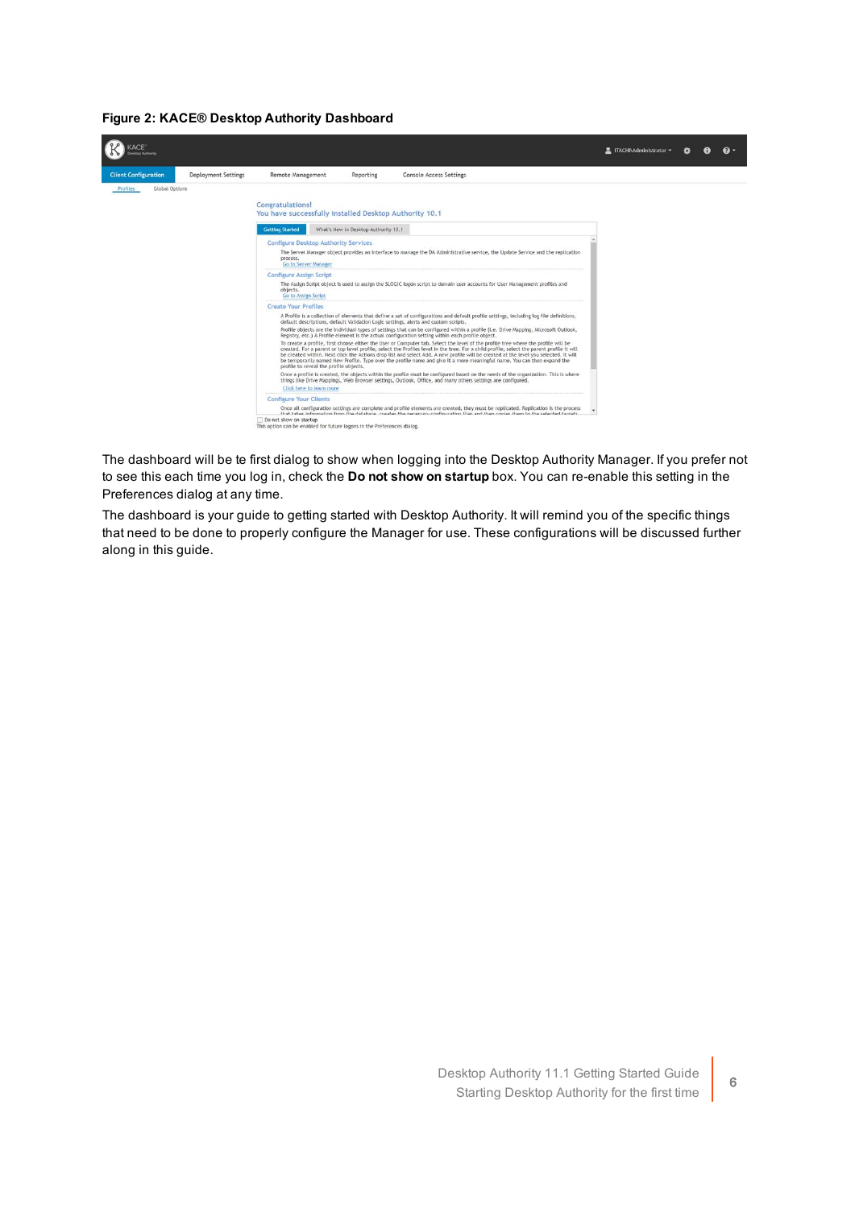**Figure 2: KACE® Desktop Authority Dashboard**

The dashboard will be te first dialog to show when logging into the Desktop Authority Manager. If you prefer not to see this each time you log in, check the **Do not show on startup** box. You can re-enable this setting in the Preferences dialog at any time.

The dashboard is your guide to getting started with Desktop Authority. It will remind you of the specific things that need to be done to properly configure the Manager for use. These configurations will be discussed further along in this guide.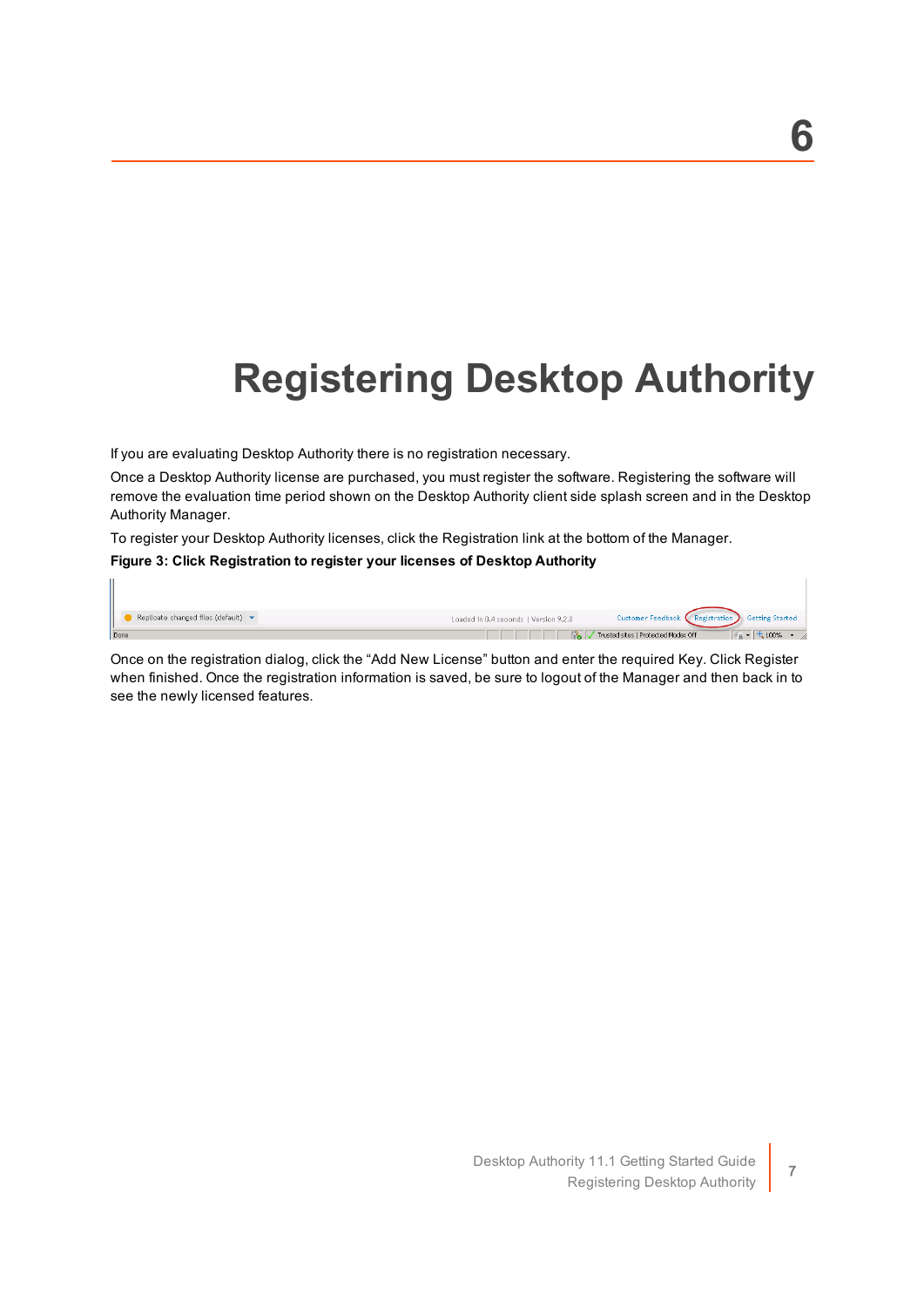# 6

# Registering Desktop Authority

If you are evaluating Desktop Authority there is no registration necessary.

Once a Desktop Authority license are purchased, you must register the software. Registering the software will remove the evaluation time period shown on the Desktop Authority client side splash screen and in the Desktop Authority Manager.

To register your Desktop Authority licenses, click the Registration link at the bottom of the Manager.

**Figure 3: Click Registration to register your licenses of Desktop Authority**

Once on the registration dialog, click the "Add New License" button and enter the required Key. Click Register when finished. Once the registration information is saved, be sure to logout of the Manager and then back in to see the newly licensed features.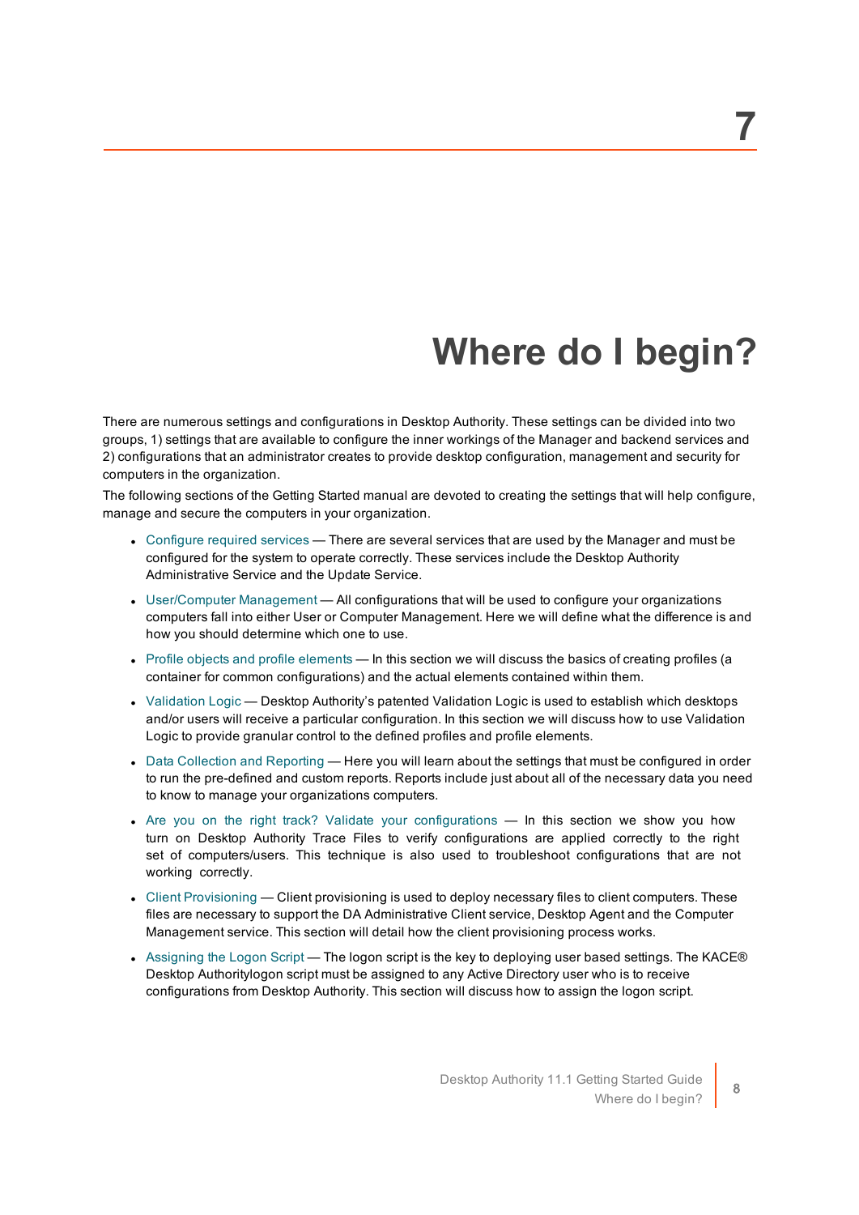7

# Where do I begin?

There are numerous settings and configurations in Desktop Authority. These settings can be divided into two groups, 1) settings that are available to configure the inner workings of the Manager and backend services and 2) configurations that an administrator creates to provide desktop configuration, management and security for computers in the organization.

The following sections of the Getting Started manual are devoted to creating the settings that will help configure, manage and secure the computers in your organization.

- Configure required services — There are several services that are used by the Manager and must be configured for the system to operate correctly. These services include the Desktop Authority Administrative Service and the Update Service.
- User/Computer Management — All configurations that will be used to configure your organizations computers fall into either User or Computer Management. Here we will define what the difference is and how you should determine which one to use.
- Profile objects and profile elements — In this section we will discuss the basics of creating profiles (a container for common configurations) and the actual elements contained within them.
- Validation Logic — Desktop Authority's patented Validation Logic is used to establish which desktops and/or users will receive a particular configuration. In this section we will discuss how to use Validation Logic to provide granular control to the defined profiles and profile elements.
- Data Collection and Reporting — Here you will learn about the settings that must be configured in order to run the pre-defined and custom reports. Reports include just about all of the necessary data you need to know to manage your organizations computers.
- Are you on the right track? Validate your configurations — In this section we show you how turn on Desktop Authority Trace Files to verify configurations are applied correctly to the right set of computers/users. This technique is also used to troubleshoot configurations that are not working correctly.
- Client Provisioning — Client provisioning is used to deploy necessary files to client computers. These files are necessary to support the DA Administrative Client service, Desktop Agent and the Computer Management service. This section will detail how the client provisioning process works.
- Assigning the Logon Script — The logon script is the key to deploying user based settings. The KACE® Desktop Authoritylogon script must be assigned to any Active Directory user who is to receive configurations from Desktop Authority. This section will discuss how to assign the logon script.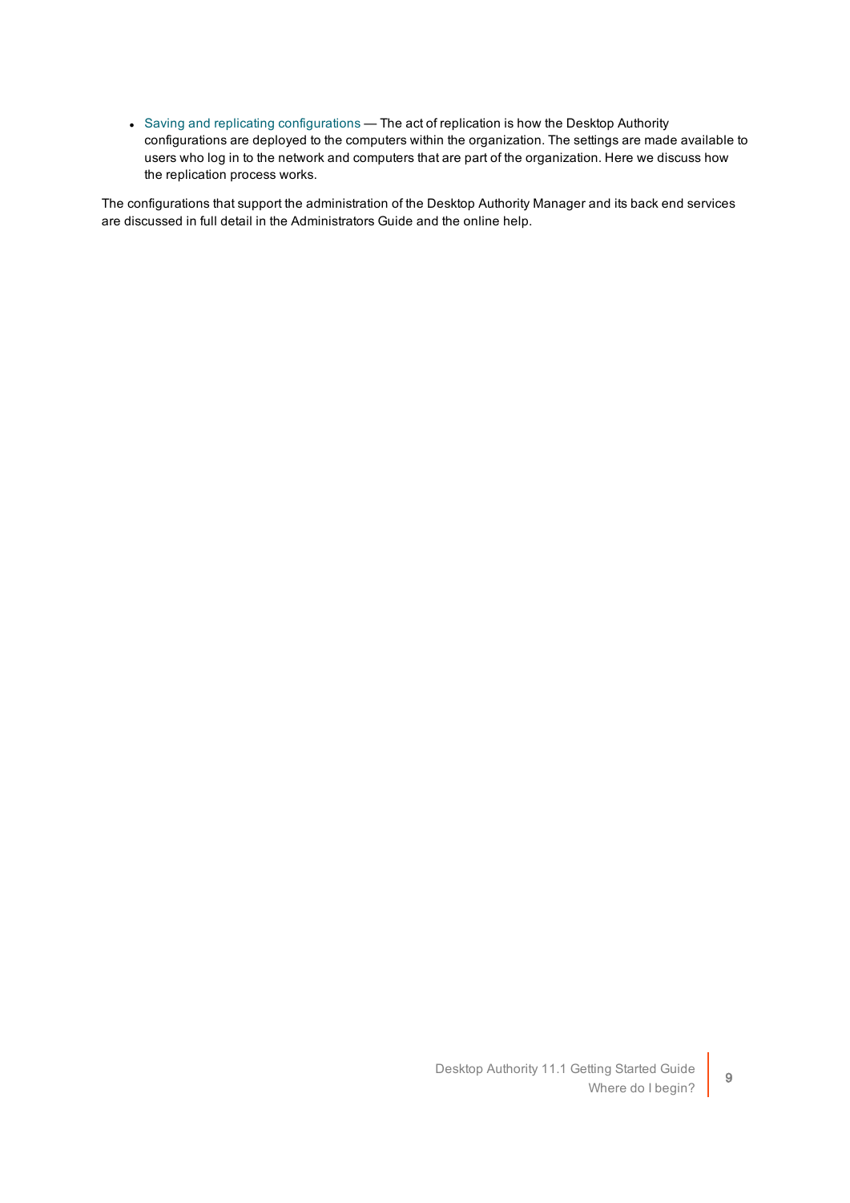- Saving and replicating configurations — The act of replication is how the Desktop Authority configurations are deployed to the computers within the organization. The settings are made available to users who log in to the network and computers that are part of the organization. Here we discuss how the replication process works.

The configurations that support the administration of the Desktop Authority Manager and its back end services are discussed in full detail in the Administrators Guide and the online help.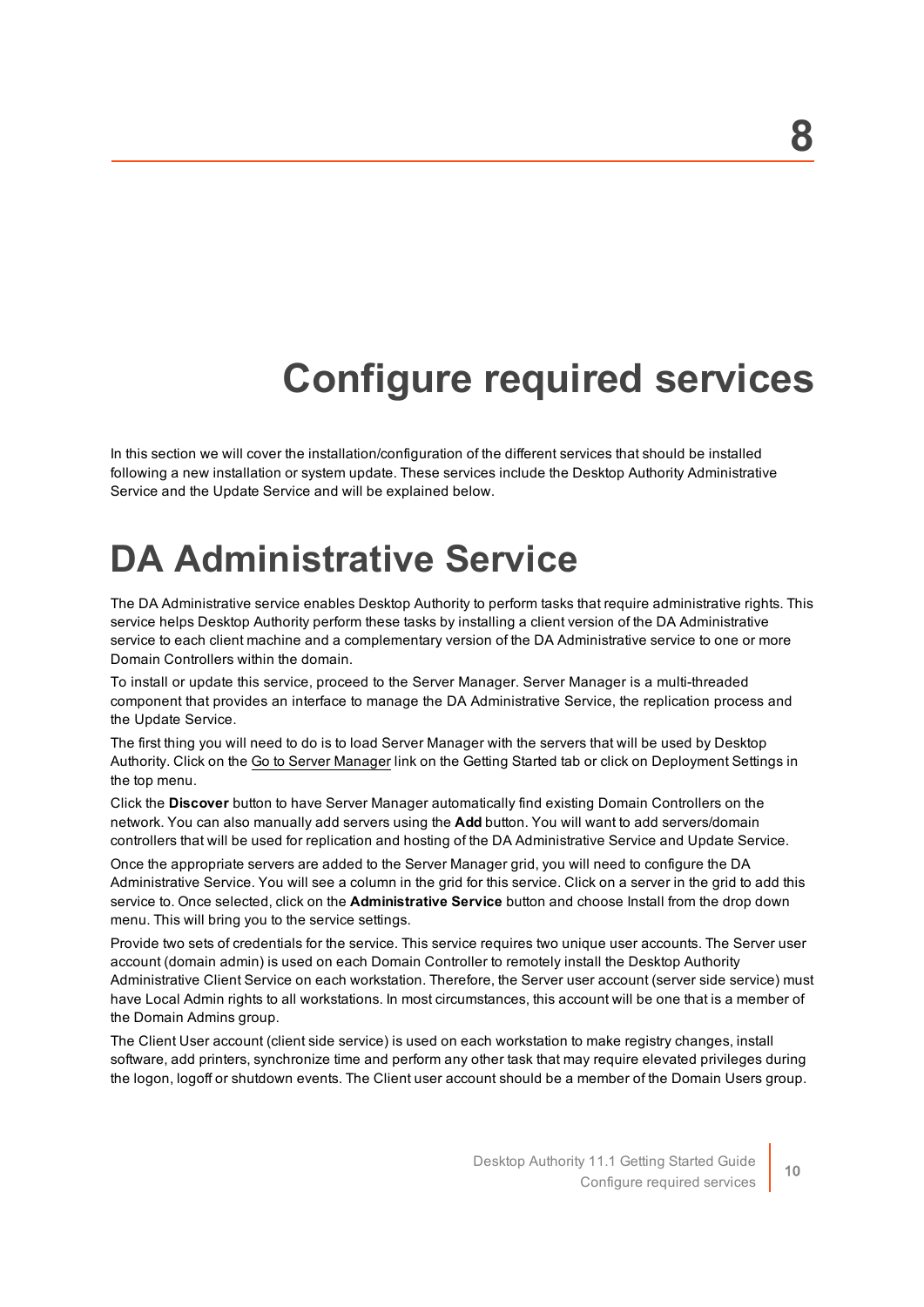8

# Configure required services

In this section we will cover the installation/configuration of the different services that should be installed following a new installation or system update. These services include the Desktop Authority Administrative Service and the Update Service and will be explained below.

## DA Administrative Service

The DA Administrative service enables Desktop Authority to perform tasks that require administrative rights. This service helps Desktop Authority perform these tasks by installing a client version of the DA Administrative service to each client machine and a complementary version of the DA Administrative service to one or more Domain Controllers within the domain.

To install or update this service, proceed to the Server Manager. Server Manager is a multi-threaded component that provides an interface to manage the DA Administrative Service, the replication process and the Update Service.

The first thing you will need to do is to load Server Manager with the servers that will be used by Desktop Authority. Click on the Go to Server Manager link on the Getting Started tab or click on Deployment Settings in the top menu.

Click the **Discover** button to have Server Manager automatically find existing Domain Controllers on the network. You can also manually add servers using the **Add** button. You will want to add servers/domain controllers that will be used for replication and hosting of the DA Administrative Service and Update Service.

Once the appropriate servers are added to the Server Manager grid, you will need to configure the DA Administrative Service. You will see a column in the grid for this service. Click on a server in the grid to add this service to. Once selected, click on the **Administrative Service** button and choose Install from the drop down menu. This will bring you to the service settings.

Provide two sets of credentials for the service. This service requires two unique user accounts. The Server user account (domain admin) is used on each Domain Controller to remotely install the Desktop Authority Administrative Client Service on each workstation. Therefore, the Server user account (server side service) must have Local Admin rights to all workstations. In most circumstances, this account will be one that is a member of the Domain Admins group.

The Client User account (client side service) is used on each workstation to make registry changes, install software, add printers, synchronize time and perform any other task that may require elevated privileges during the logon, logoff or shutdown events. The Client user account should be a member of the Domain Users group.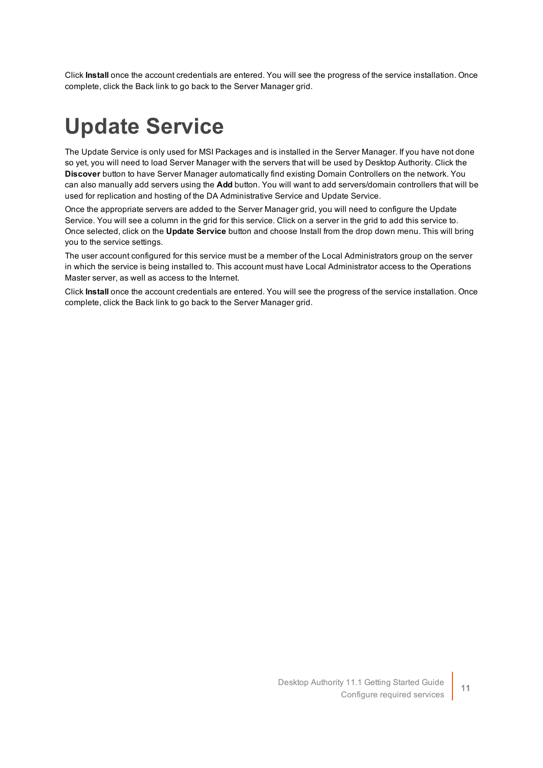Click **Install** once the account credentials are entered. You will see the progress of the service installation. Once complete, click the Back link to go back to the Server Manager grid.

# Update Service

The Update Service is only used for MSI Packages and is installed in the Server Manager. If you have not done so yet, you will need to load Server Manager with the servers that will be used by Desktop Authority. Click the **Discover** button to have Server Manager automatically find existing Domain Controllers on the network. You can also manually add servers using the **Add** button. You will want to add servers/domain controllers that will be used for replication and hosting of the DA Administrative Service and Update Service.

Once the appropriate servers are added to the Server Manager grid, you will need to configure the Update Service. You will see a column in the grid for this service. Click on a server in the grid to add this service to. Once selected, click on the **Update Service** button and choose Install from the drop down menu. This will bring you to the service settings.

The user account configured for this service must be a member of the Local Administrators group on the server in which the service is being installed to. This account must have Local Administrator access to the Operations Master server, as well as access to the Internet.

Click **Install** once the account credentials are entered. You will see the progress of the service installation. Once complete, click the Back link to go back to the Server Manager grid.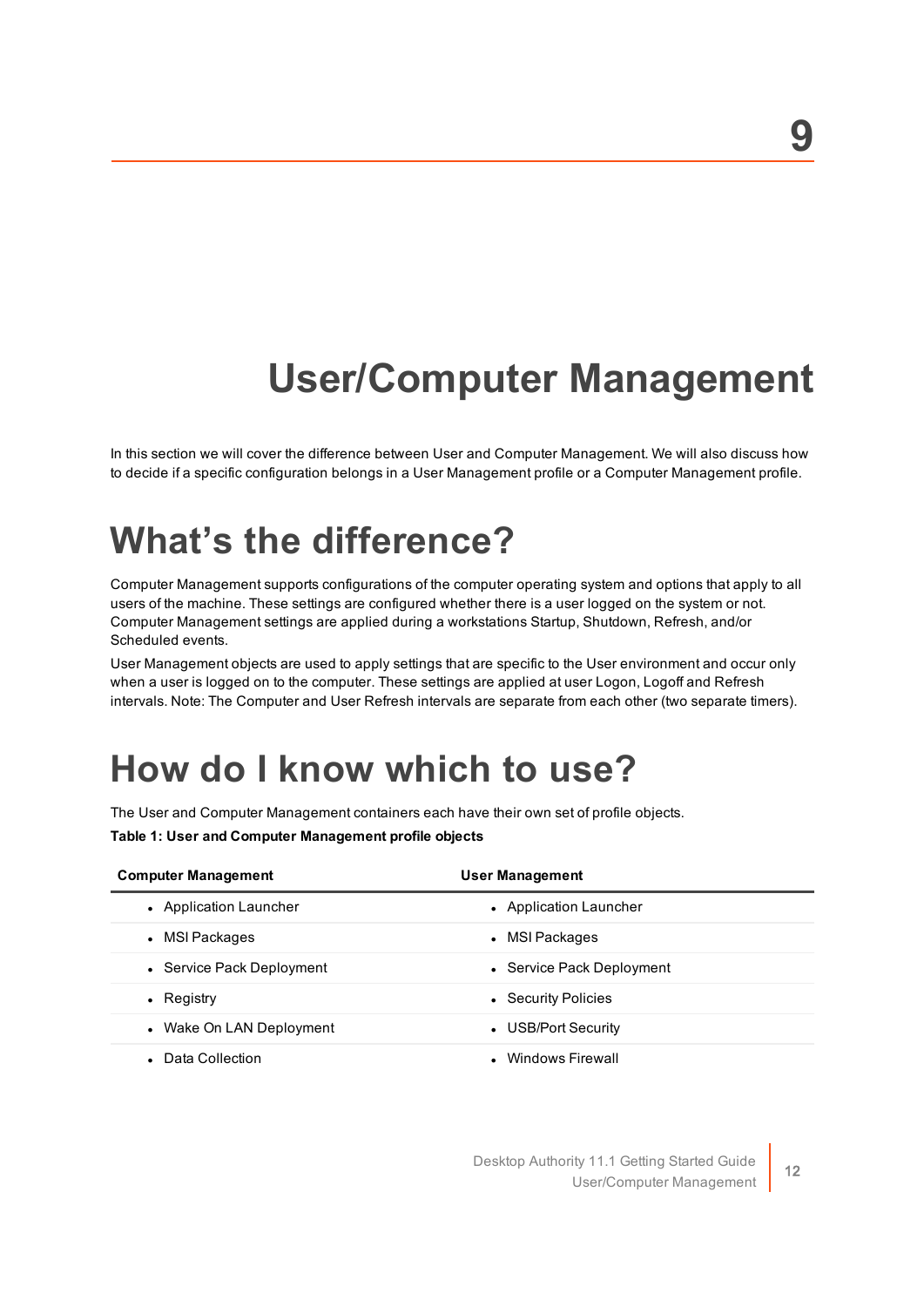# 9

# User/Computer Management

In this section we will cover the difference between User and Computer Management. We will also discuss how to decide if a specific configuration belongs in a User Management profile or a Computer Management profile.

## What's the difference?

Computer Management supports configurations of the computer operating system and options that apply to all users of the machine. These settings are configured whether there is a user logged on the system or not. Computer Management settings are applied during a workstations Startup, Shutdown, Refresh, and/or Scheduled events.

User Management objects are used to apply settings that are specific to the User environment and occur only when a user is logged on to the computer. These settings are applied at user Logon, Logoff and Refresh intervals. Note: The Computer and User Refresh intervals are separate from each other (two separate timers).

## How do I know which to use?

The User and Computer Management containers each have their own set of profile objects.

**Table 1: User and Computer Management profile objects**

| Computer Management | User Management |
|---|---|
| • Application Launcher | • Application Launcher |
| • MSI Packages | • MSI Packages |
| • Service Pack Deployment | • Service Pack Deployment |
| • Registry | • Security Policies |
| • Wake On LAN Deployment | • USB/Port Security |
| • Data Collection | • Windows Firewall |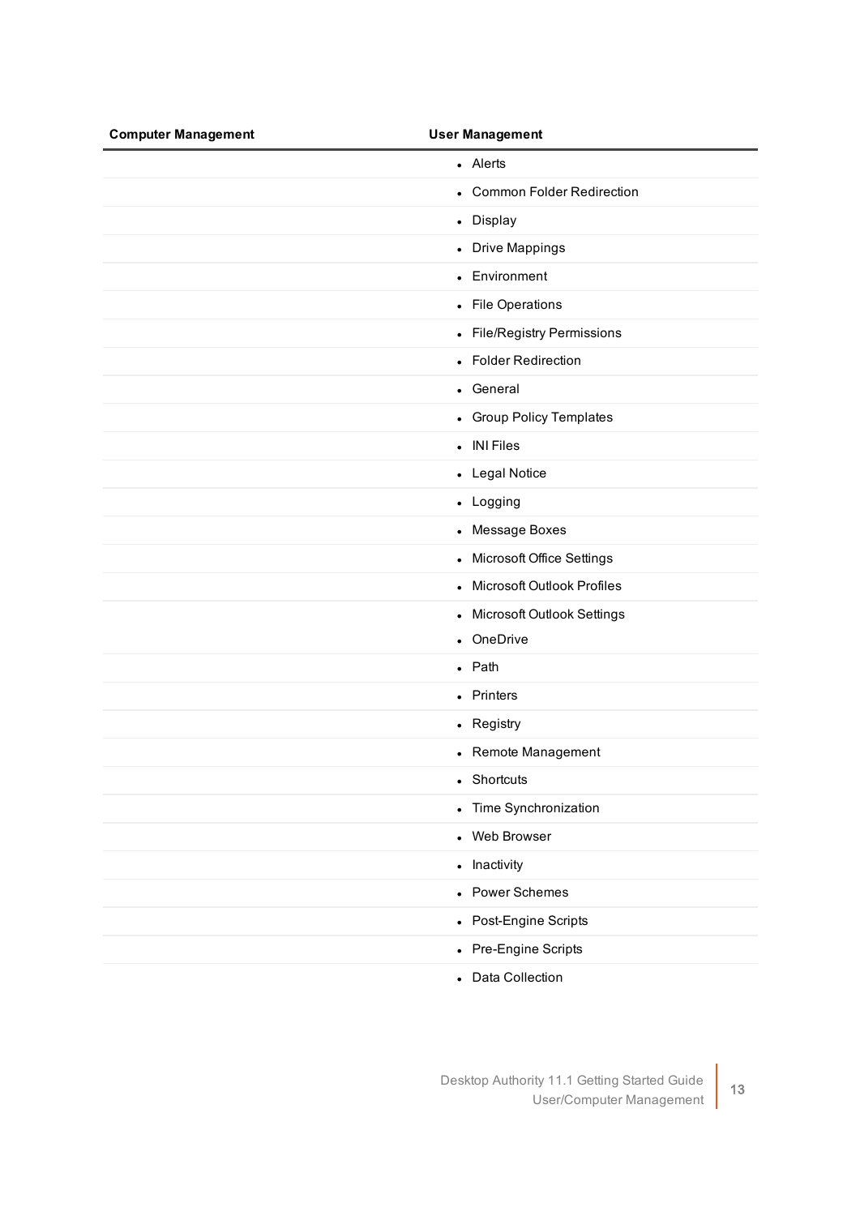| Computer Management | User Management |
| --- | --- |
| | • Alerts |
| | • Common Folder Redirection |
| | • Display |
| | • Drive Mappings |
| | • Environment |
| | • File Operations |
| | • File/Registry Permissions |
| | • Folder Redirection |
| | • General |
| | • Group Policy Templates |
| | • INI Files |
| | • Legal Notice |
| | • Logging |
| | • Message Boxes |
| | • Microsoft Office Settings |
| | • Microsoft Outlook Profiles |
| | • Microsoft Outlook Settings<br>• OneDrive |
| | • Path |
| | • Printers |
| | • Registry |
| | • Remote Management |
| | • Shortcuts |
| | • Time Synchronization |
| | • Web Browser |
| | • Inactivity |
| | • Power Schemes |
| | • Post-Engine Scripts |
| | • Pre-Engine Scripts |
| | • Data Collection |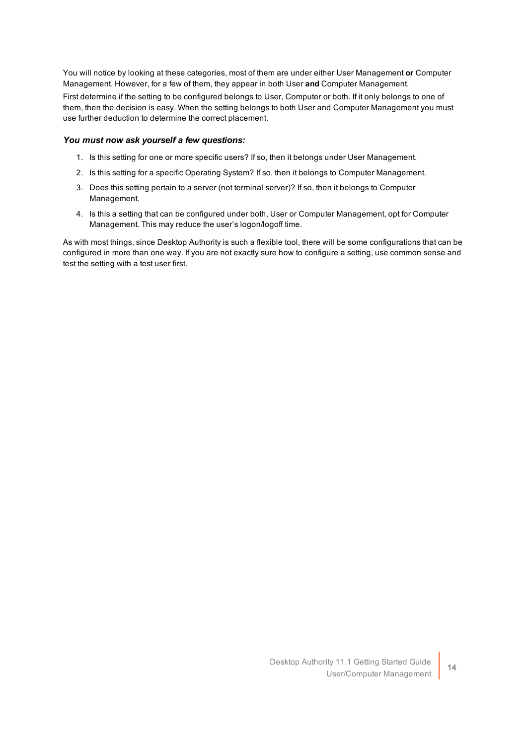You will notice by looking at these categories, most of them are under either User Management **or** Computer Management. However, for a few of them, they appear in both User **and** Computer Management.

First determine if the setting to be configured belongs to User, Computer or both. If it only belongs to one of them, then the decision is easy. When the setting belongs to both User and Computer Management you must use further deduction to determine the correct placement.

***You must now ask yourself a few questions:***

1. Is this setting for one or more specific users? If so, then it belongs under User Management.
2. Is this setting for a specific Operating System? If so, then it belongs to Computer Management.
3. Does this setting pertain to a server (not terminal server)? If so, then it belongs to Computer Management.
4. Is this a setting that can be configured under both, User or Computer Management, opt for Computer Management. This may reduce the user's logon/logoff time.

As with most things, since Desktop Authority is such a flexible tool, there will be some configurations that can be configured in more than one way. If you are not exactly sure how to configure a setting, use common sense and test the setting with a test user first.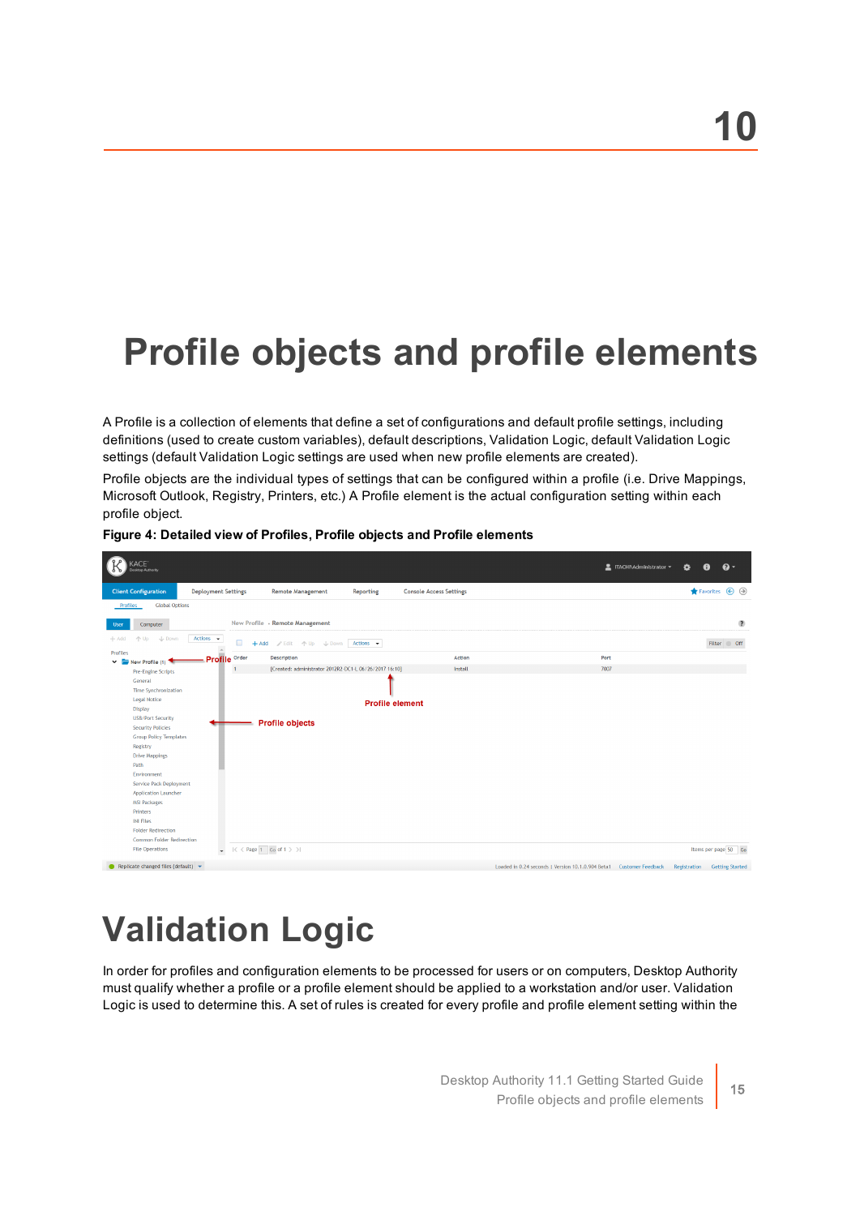# 10

# Profile objects and profile elements

A Profile is a collection of elements that define a set of configurations and default profile settings, including definitions (used to create custom variables), default descriptions, Validation Logic, default Validation Logic settings (default Validation Logic settings are used when new profile elements are created).

Profile objects are the individual types of settings that can be configured within a profile (i.e. Drive Mappings, Microsoft Outlook, Registry, Printers, etc.) A Profile element is the actual configuration setting within each profile object.

**Figure 4: Detailed view of Profiles, Profile objects and Profile elements**

# Validation Logic

In order for profiles and configuration elements to be processed for users or on computers, Desktop Authority must qualify whether a profile or a profile element should be applied to a workstation and/or user. Validation Logic is used to determine this. A set of rules is created for every profile and profile element setting within the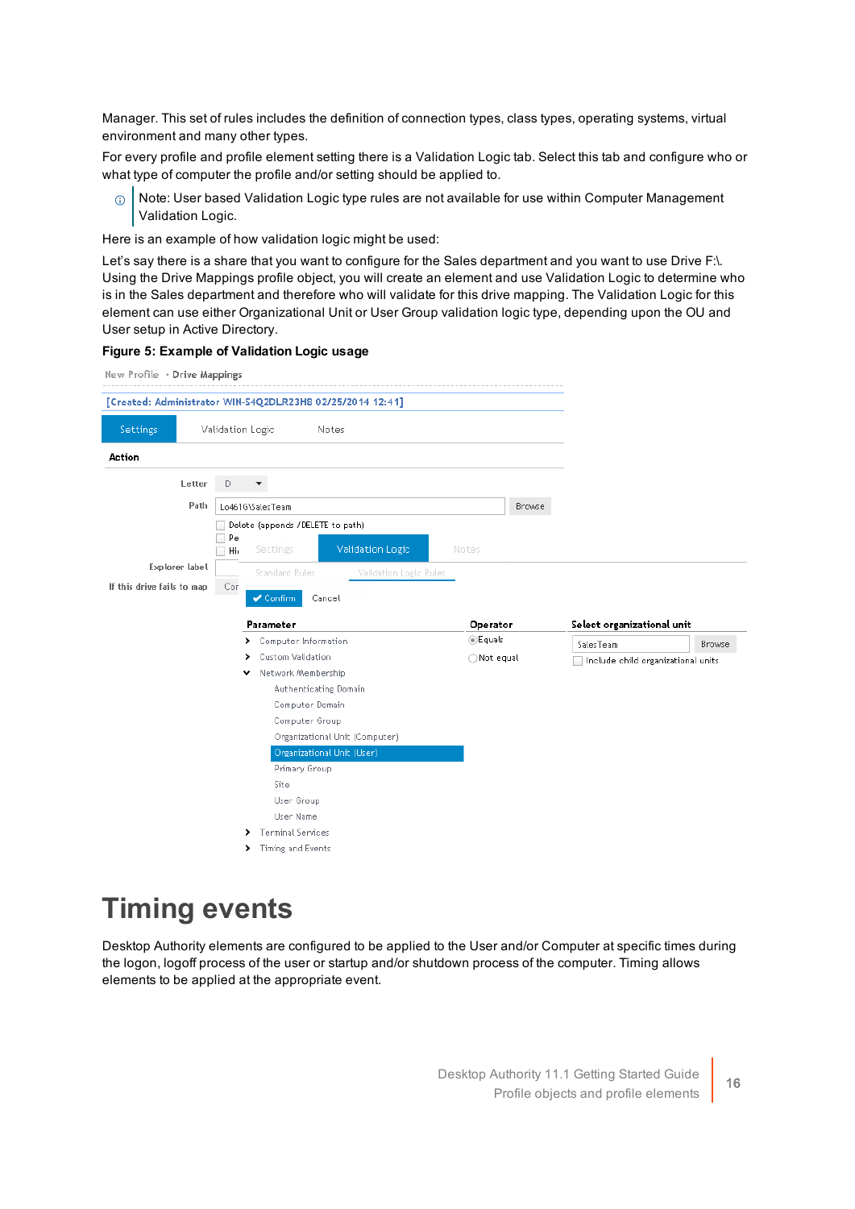Manager. This set of rules includes the definition of connection types, class types, operating systems, virtual environment and many other types.

For every profile and profile element setting there is a Validation Logic tab. Select this tab and configure who or what type of computer the profile and/or setting should be applied to.

> Note: User based Validation Logic type rules are not available for use within Computer Management Validation Logic.

Here is an example of how validation logic might be used:

Let's say there is a share that you want to configure for the Sales department and you want to use Drive F:\. Using the Drive Mappings profile object, you will create an element and use Validation Logic to determine who is in the Sales department and therefore who will validate for this drive mapping. The Validation Logic for this element can use either Organizational Unit or User Group validation logic type, depending upon the OU and User setup in Active Directory.

**Figure 5: Example of Validation Logic usage**

# Timing events

Desktop Authority elements are configured to be applied to the User and/or Computer at specific times during the logon, logoff process of the user or startup and/or shutdown process of the computer. Timing allows elements to be applied at the appropriate event.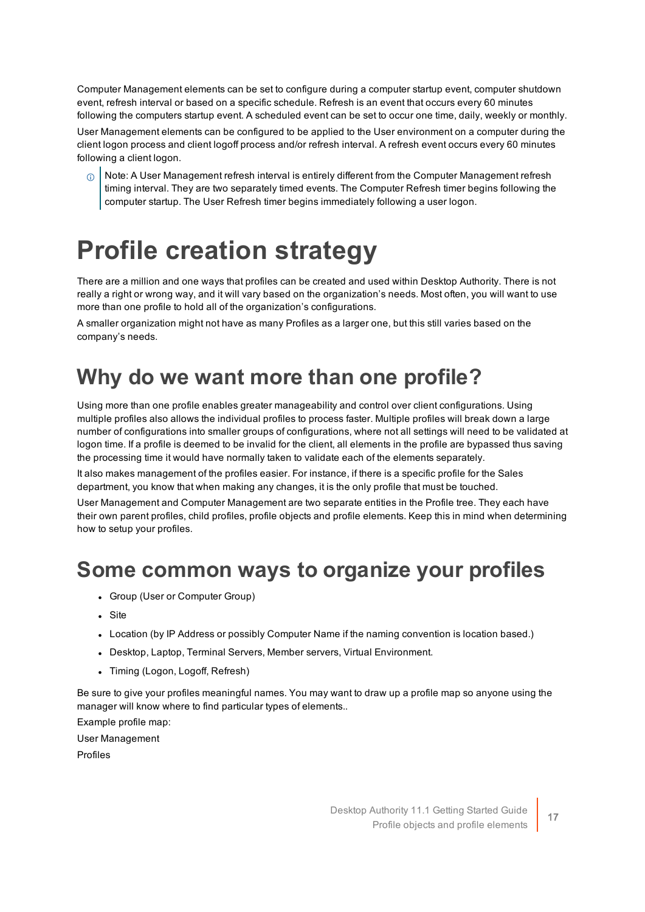Computer Management elements can be set to configure during a computer startup event, computer shutdown event, refresh interval or based on a specific schedule. Refresh is an event that occurs every 60 minutes following the computers startup event. A scheduled event can be set to occur one time, daily, weekly or monthly.

User Management elements can be configured to be applied to the User environment on a computer during the client logon process and client logoff process and/or refresh interval. A refresh event occurs every 60 minutes following a client logon.

> Note: A User Management refresh interval is entirely different from the Computer Management refresh timing interval. They are two separately timed events. The Computer Refresh timer begins following the computer startup. The User Refresh timer begins immediately following a user logon.

# Profile creation strategy

There are a million and one ways that profiles can be created and used within Desktop Authority. There is not really a right or wrong way, and it will vary based on the organization's needs. Most often, you will want to use more than one profile to hold all of the organization's configurations.

A smaller organization might not have as many Profiles as a larger one, but this still varies based on the company's needs.

## Why do we want more than one profile?

Using more than one profile enables greater manageability and control over client configurations. Using multiple profiles also allows the individual profiles to process faster. Multiple profiles will break down a large number of configurations into smaller groups of configurations, where not all settings will need to be validated at logon time. If a profile is deemed to be invalid for the client, all elements in the profile are bypassed thus saving the processing time it would have normally taken to validate each of the elements separately.

It also makes management of the profiles easier. For instance, if there is a specific profile for the Sales department, you know that when making any changes, it is the only profile that must be touched.

User Management and Computer Management are two separate entities in the Profile tree. They each have their own parent profiles, child profiles, profile objects and profile elements. Keep this in mind when determining how to setup your profiles.

## Some common ways to organize your profiles

- Group (User or Computer Group)
- Site
- Location (by IP Address or possibly Computer Name if the naming convention is location based.)
- Desktop, Laptop, Terminal Servers, Member servers, Virtual Environment.
- Timing (Logon, Logoff, Refresh)

Be sure to give your profiles meaningful names. You may want to draw up a profile map so anyone using the manager will know where to find particular types of elements..

Example profile map:

User Management

Profiles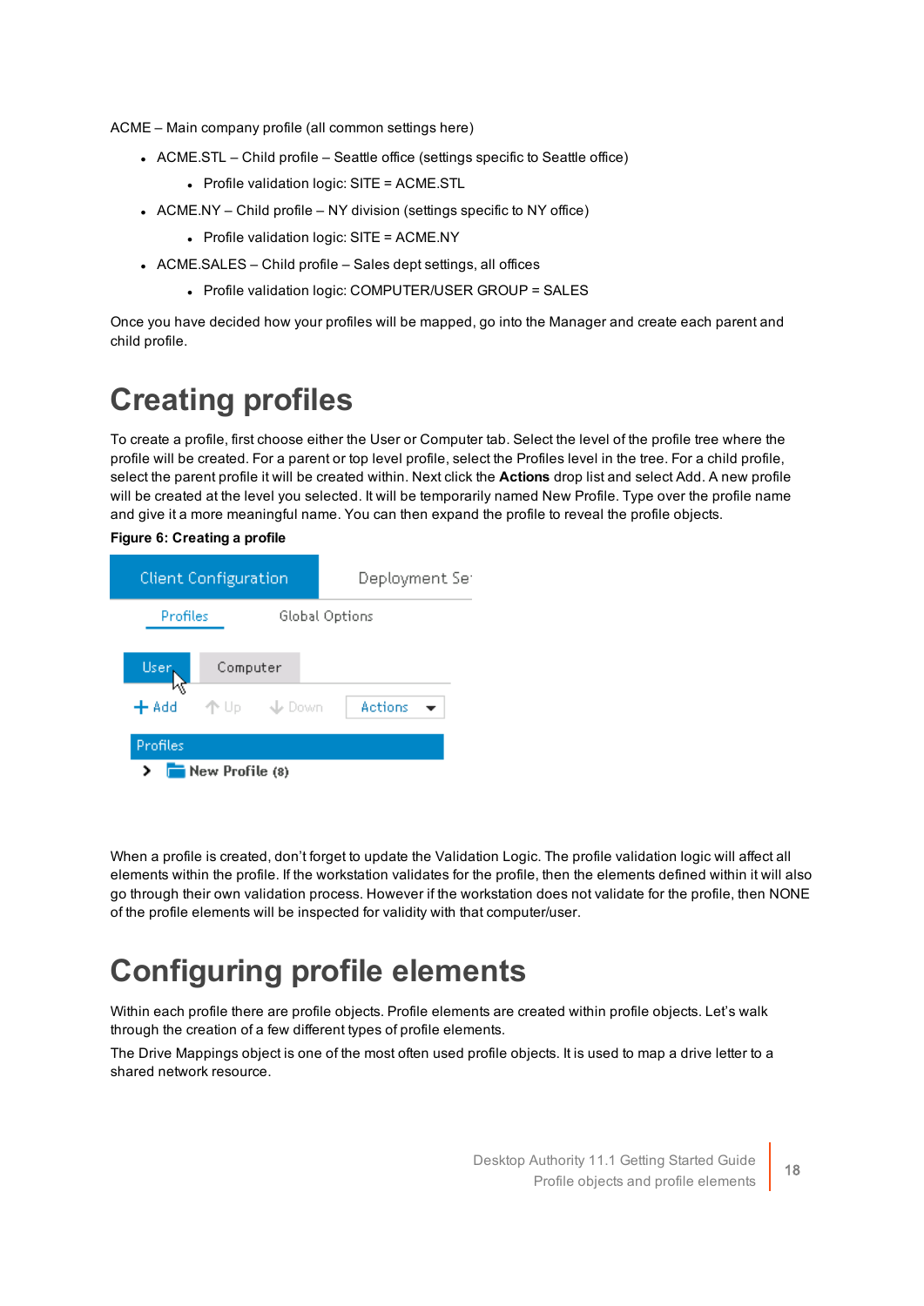ACME – Main company profile (all common settings here)

- ACME.STL – Child profile – Seattle office (settings specific to Seattle office)
  - Profile validation logic: SITE = ACME.STL
- ACME.NY – Child profile – NY division (settings specific to NY office)
  - Profile validation logic: SITE = ACME.NY
- ACME.SALES – Child profile – Sales dept settings, all offices
  - Profile validation logic: COMPUTER/USER GROUP = SALES

Once you have decided how your profiles will be mapped, go into the Manager and create each parent and child profile.

# Creating profiles

To create a profile, first choose either the User or Computer tab. Select the level of the profile tree where the profile will be created. For a parent or top level profile, select the Profiles level in the tree. For a child profile, select the parent profile it will be created within. Next click the **Actions** drop list and select Add. A new profile will be created at the level you selected. It will be temporarily named New Profile. Type over the profile name and give it a more meaningful name. You can then expand the profile to reveal the profile objects.

**Figure 6: Creating a profile**

When a profile is created, don't forget to update the Validation Logic. The profile validation logic will affect all elements within the profile. If the workstation validates for the profile, then the elements defined within it will also go through their own validation process. However if the workstation does not validate for the profile, then NONE of the profile elements will be inspected for validity with that computer/user.

# Configuring profile elements

Within each profile there are profile objects. Profile elements are created within profile objects. Let's walk through the creation of a few different types of profile elements.

The Drive Mappings object is one of the most often used profile objects. It is used to map a drive letter to a shared network resource.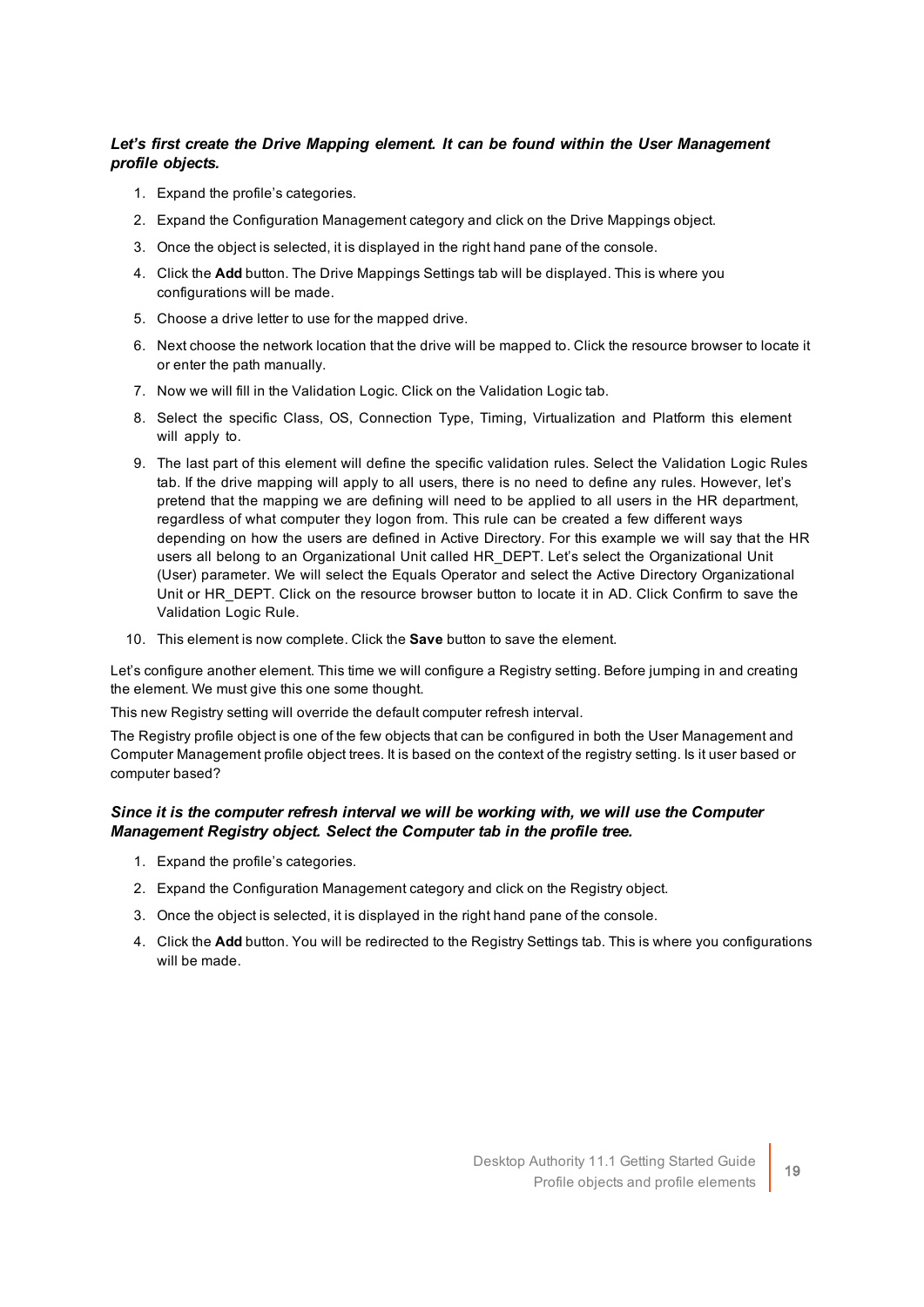***Let's first create the Drive Mapping element. It can be found within the User Management profile objects.***

1. Expand the profile's categories.
2. Expand the Configuration Management category and click on the Drive Mappings object.
3. Once the object is selected, it is displayed in the right hand pane of the console.
4. Click the **Add** button. The Drive Mappings Settings tab will be displayed. This is where you configurations will be made.
5. Choose a drive letter to use for the mapped drive.
6. Next choose the network location that the drive will be mapped to. Click the resource browser to locate it or enter the path manually.
7. Now we will fill in the Validation Logic. Click on the Validation Logic tab.
8. Select the specific Class, OS, Connection Type, Timing, Virtualization and Platform this element will apply to.
9. The last part of this element will define the specific validation rules. Select the Validation Logic Rules tab. If the drive mapping will apply to all users, there is no need to define any rules. However, let's pretend that the mapping we are defining will need to be applied to all users in the HR department, regardless of what computer they logon from. This rule can be created a few different ways depending on how the users are defined in Active Directory. For this example we will say that the HR users all belong to an Organizational Unit called HR_DEPT. Let's select the Organizational Unit (User) parameter. We will select the Equals Operator and select the Active Directory Organizational Unit or HR_DEPT. Click on the resource browser button to locate it in AD. Click Confirm to save the Validation Logic Rule.
10. This element is now complete. Click the **Save** button to save the element.

Let's configure another element. This time we will configure a Registry setting. Before jumping in and creating the element. We must give this one some thought.

This new Registry setting will override the default computer refresh interval.

The Registry profile object is one of the few objects that can be configured in both the User Management and Computer Management profile object trees. It is based on the context of the registry setting. Is it user based or computer based?

***Since it is the computer refresh interval we will be working with, we will use the Computer Management Registry object. Select the Computer tab in the profile tree.***

1. Expand the profile's categories.
2. Expand the Configuration Management category and click on the Registry object.
3. Once the object is selected, it is displayed in the right hand pane of the console.
4. Click the **Add** button. You will be redirected to the Registry Settings tab. This is where you configurations will be made.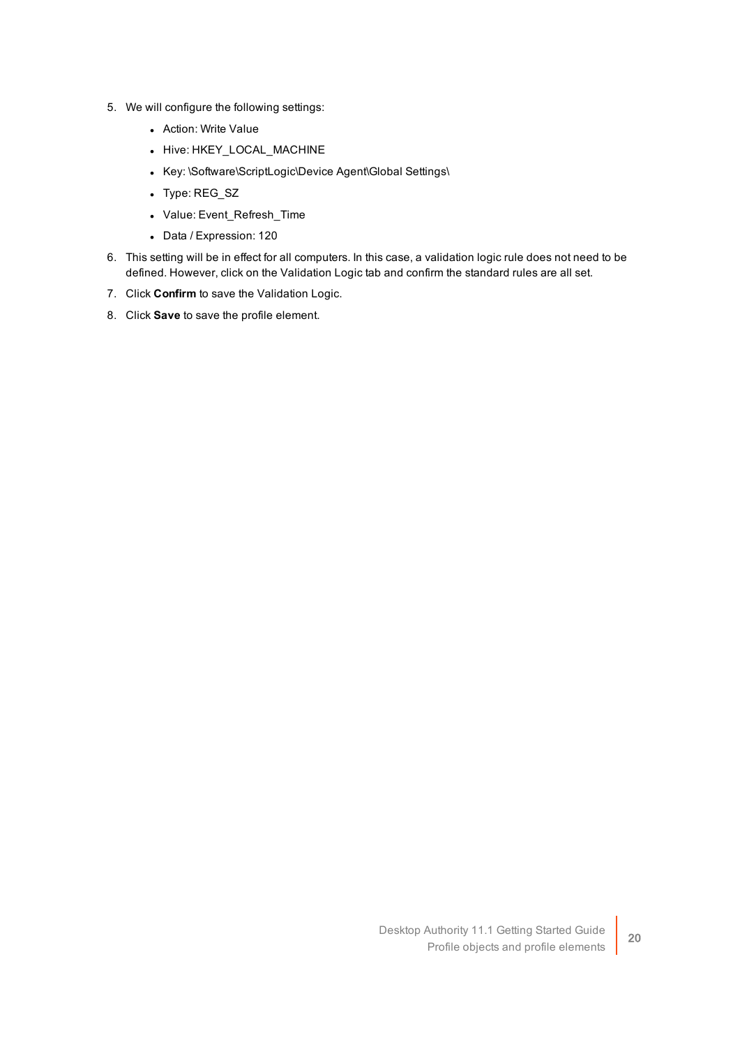5. We will configure the following settings:
   - Action: Write Value
   - Hive: HKEY_LOCAL_MACHINE
   - Key: \Software\ScriptLogic\Device Agent\Global Settings\
   - Type: REG_SZ
   - Value: Event_Refresh_Time
   - Data / Expression: 120
6. This setting will be in effect for all computers. In this case, a validation logic rule does not need to be defined. However, click on the Validation Logic tab and confirm the standard rules are all set.
7. Click **Confirm** to save the Validation Logic.
8. Click **Save** to save the profile element.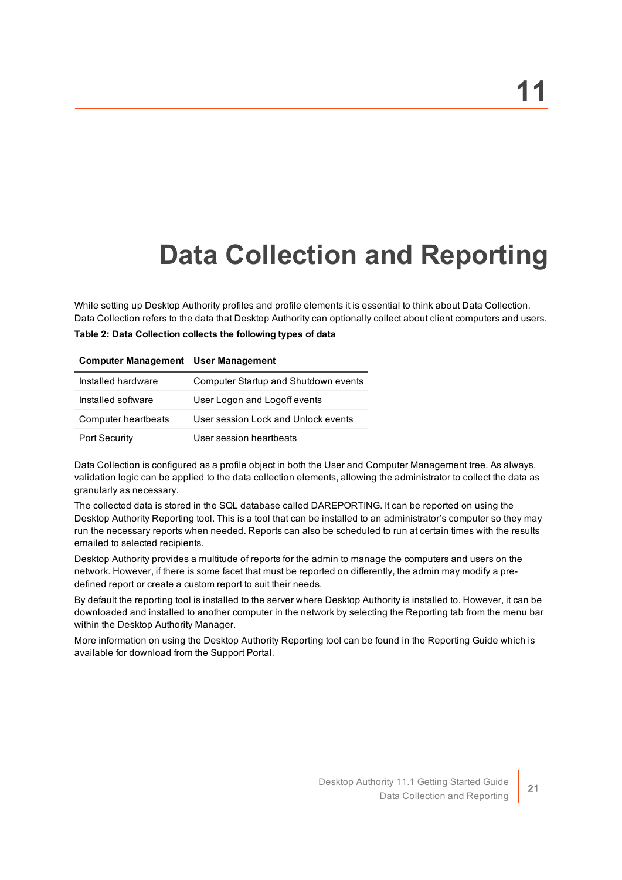# 11 Data Collection and Reporting

While setting up Desktop Authority profiles and profile elements it is essential to think about Data Collection. Data Collection refers to the data that Desktop Authority can optionally collect about client computers and users.

**Table 2: Data Collection collects the following types of data**

| Computer Management | User Management |
|---|---|
| Installed hardware | Computer Startup and Shutdown events |
| Installed software | User Logon and Logoff events |
| Computer heartbeats | User session Lock and Unlock events |
| Port Security | User session heartbeats |

Data Collection is configured as a profile object in both the User and Computer Management tree. As always, validation logic can be applied to the data collection elements, allowing the administrator to collect the data as granularly as necessary.

The collected data is stored in the SQL database called DAREPORTING. It can be reported on using the Desktop Authority Reporting tool. This is a tool that can be installed to an administrator's computer so they may run the necessary reports when needed. Reports can also be scheduled to run at certain times with the results emailed to selected recipients.

Desktop Authority provides a multitude of reports for the admin to manage the computers and users on the network. However, if there is some facet that must be reported on differently, the admin may modify a pre-defined report or create a custom report to suit their needs.

By default the reporting tool is installed to the server where Desktop Authority is installed to. However, it can be downloaded and installed to another computer in the network by selecting the Reporting tab from the menu bar within the Desktop Authority Manager.

More information on using the Desktop Authority Reporting tool can be found in the Reporting Guide which is available for download from the Support Portal.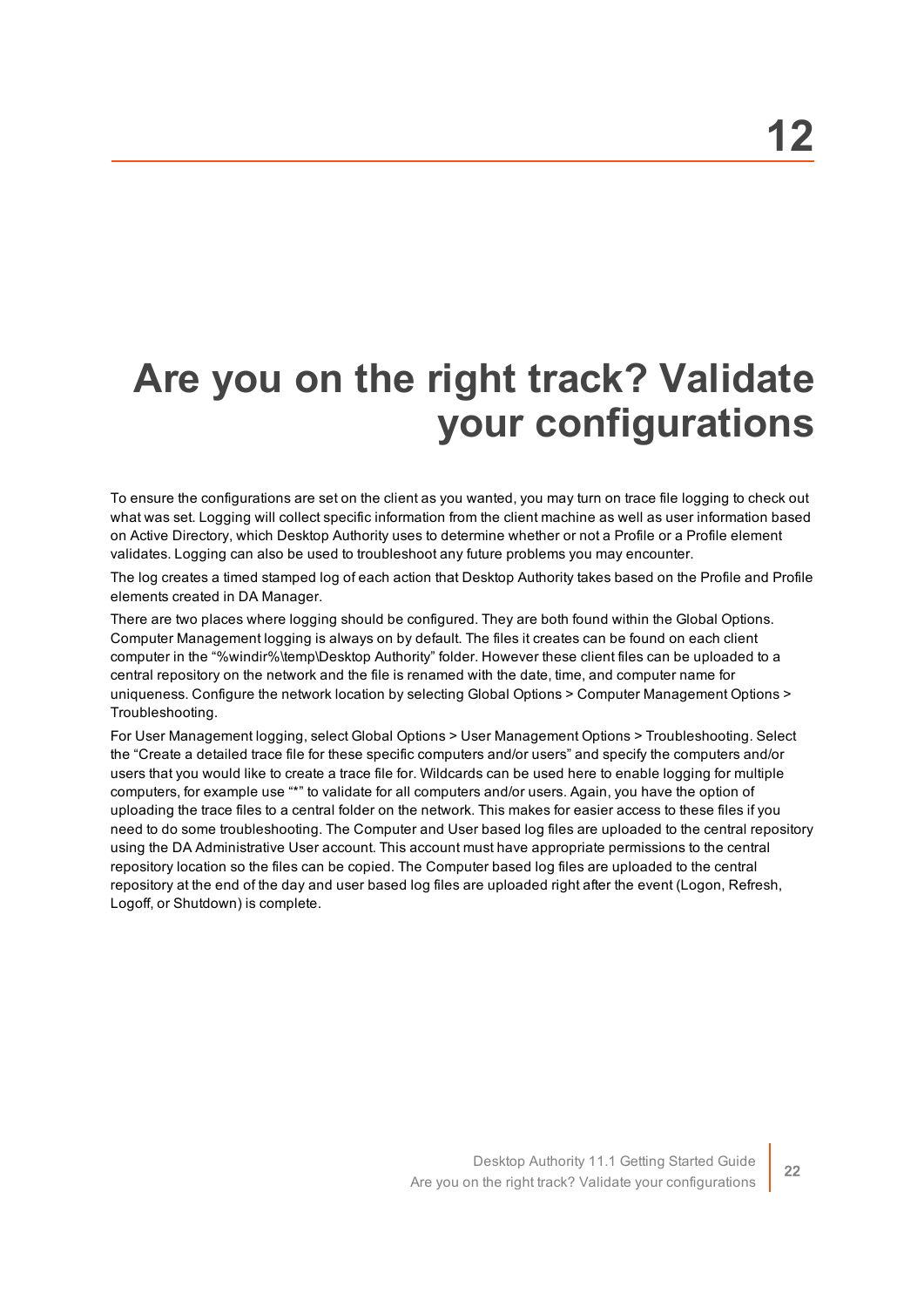# 12

# Are you on the right track? Validate your configurations

To ensure the configurations are set on the client as you wanted, you may turn on trace file logging to check out what was set. Logging will collect specific information from the client machine as well as user information based on Active Directory, which Desktop Authority uses to determine whether or not a Profile or a Profile element validates. Logging can also be used to troubleshoot any future problems you may encounter.

The log creates a timed stamped log of each action that Desktop Authority takes based on the Profile and Profile elements created in DA Manager.

There are two places where logging should be configured. They are both found within the Global Options. Computer Management logging is always on by default. The files it creates can be found on each client computer in the "%windir%\temp\Desktop Authority" folder. However these client files can be uploaded to a central repository on the network and the file is renamed with the date, time, and computer name for uniqueness. Configure the network location by selecting Global Options > Computer Management Options > Troubleshooting.

For User Management logging, select Global Options > User Management Options > Troubleshooting. Select the "Create a detailed trace file for these specific computers and/or users" and specify the computers and/or users that you would like to create a trace file for. Wildcards can be used here to enable logging for multiple computers, for example use "*" to validate for all computers and/or users. Again, you have the option of uploading the trace files to a central folder on the network. This makes for easier access to these files if you need to do some troubleshooting. The Computer and User based log files are uploaded to the central repository using the DA Administrative User account. This account must have appropriate permissions to the central repository location so the files can be copied. The Computer based log files are uploaded to the central repository at the end of the day and user based log files are uploaded right after the event (Logon, Refresh, Logoff, or Shutdown) is complete.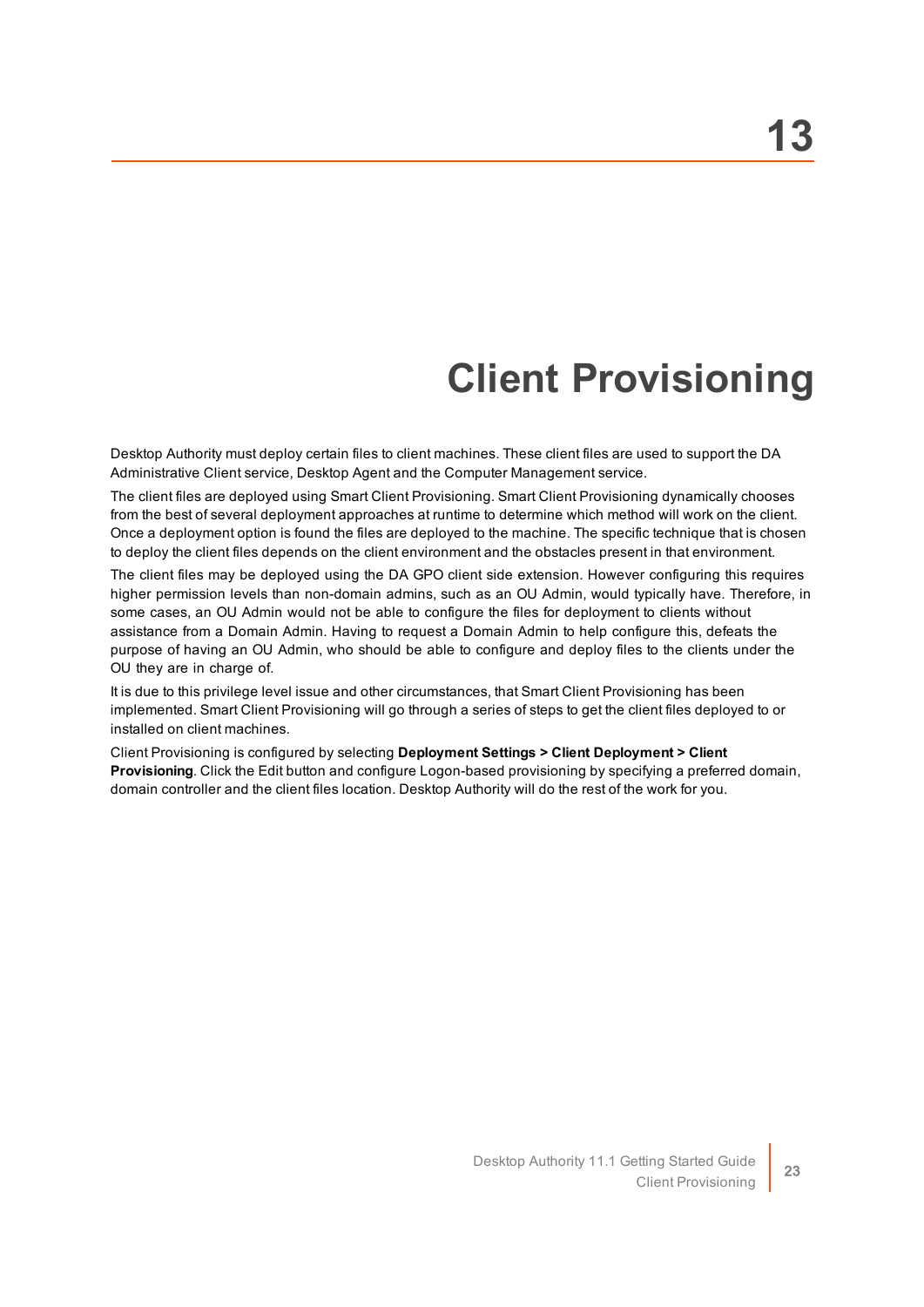# 13

# Client Provisioning

Desktop Authority must deploy certain files to client machines. These client files are used to support the DA Administrative Client service, Desktop Agent and the Computer Management service.

The client files are deployed using Smart Client Provisioning. Smart Client Provisioning dynamically chooses from the best of several deployment approaches at runtime to determine which method will work on the client. Once a deployment option is found the files are deployed to the machine. The specific technique that is chosen to deploy the client files depends on the client environment and the obstacles present in that environment.

The client files may be deployed using the DA GPO client side extension. However configuring this requires higher permission levels than non-domain admins, such as an OU Admin, would typically have. Therefore, in some cases, an OU Admin would not be able to configure the files for deployment to clients without assistance from a Domain Admin. Having to request a Domain Admin to help configure this, defeats the purpose of having an OU Admin, who should be able to configure and deploy files to the clients under the OU they are in charge of.

It is due to this privilege level issue and other circumstances, that Smart Client Provisioning has been implemented. Smart Client Provisioning will go through a series of steps to get the client files deployed to or installed on client machines.

Client Provisioning is configured by selecting **Deployment Settings > Client Deployment > Client Provisioning**. Click the Edit button and configure Logon-based provisioning by specifying a preferred domain, domain controller and the client files location. Desktop Authority will do the rest of the work for you.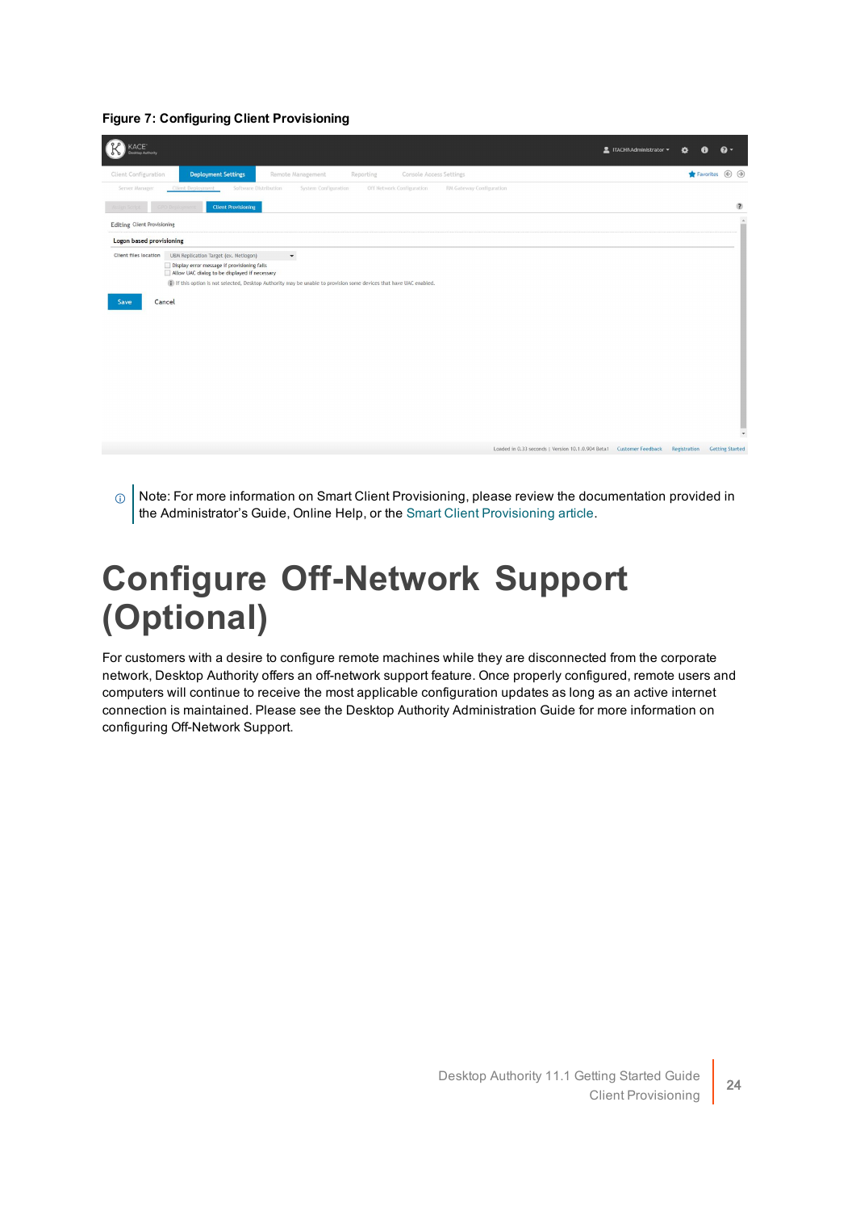**Figure 7: Configuring Client Provisioning**

Note: For more information on Smart Client Provisioning, please review the documentation provided in the Administrator's Guide, Online Help, or the Smart Client Provisioning article.

# Configure Off-Network Support (Optional)

For customers with a desire to configure remote machines while they are disconnected from the corporate network, Desktop Authority offers an off-network support feature. Once properly configured, remote users and computers will continue to receive the most applicable configuration updates as long as an active internet connection is maintained. Please see the Desktop Authority Administration Guide for more information on configuring Off-Network Support.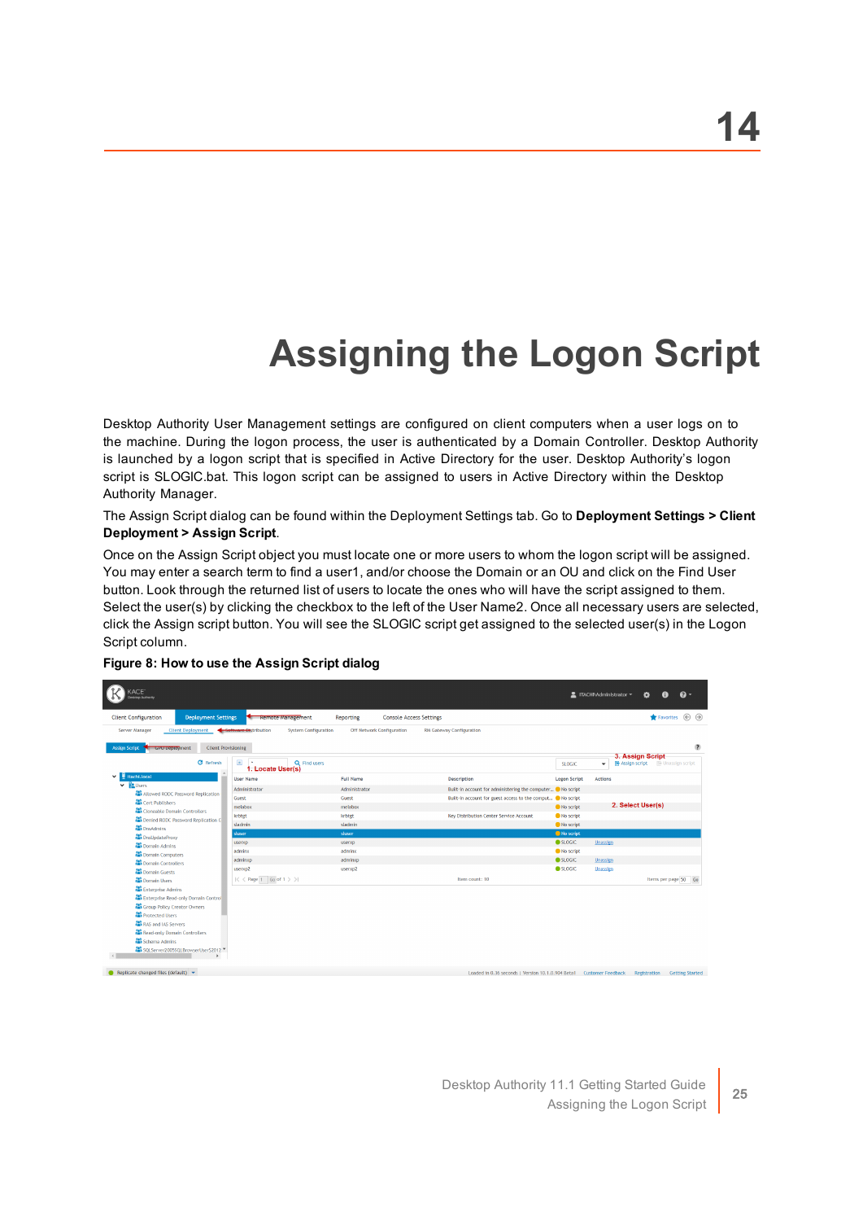# 14

# Assigning the Logon Script

Desktop Authority User Management settings are configured on client computers when a user logs on to the machine. During the logon process, the user is authenticated by a Domain Controller. Desktop Authority is launched by a logon script that is specified in Active Directory for the user. Desktop Authority's logon script is SLOGIC.bat. This logon script can be assigned to users in Active Directory within the Desktop Authority Manager.

The Assign Script dialog can be found within the Deployment Settings tab. Go to **Deployment Settings > Client Deployment > Assign Script**.

Once on the Assign Script object you must locate one or more users to whom the logon script will be assigned. You may enter a search term to find a user1, and/or choose the Domain or an OU and click on the Find User button. Look through the returned list of users to locate the ones who will have the script assigned to them. Select the user(s) by clicking the checkbox to the left of the User Name2. Once all necessary users are selected, click the Assign script button. You will see the SLOGIC script get assigned to the selected user(s) in the Logon Script column.

**Figure 8: How to use the Assign Script dialog**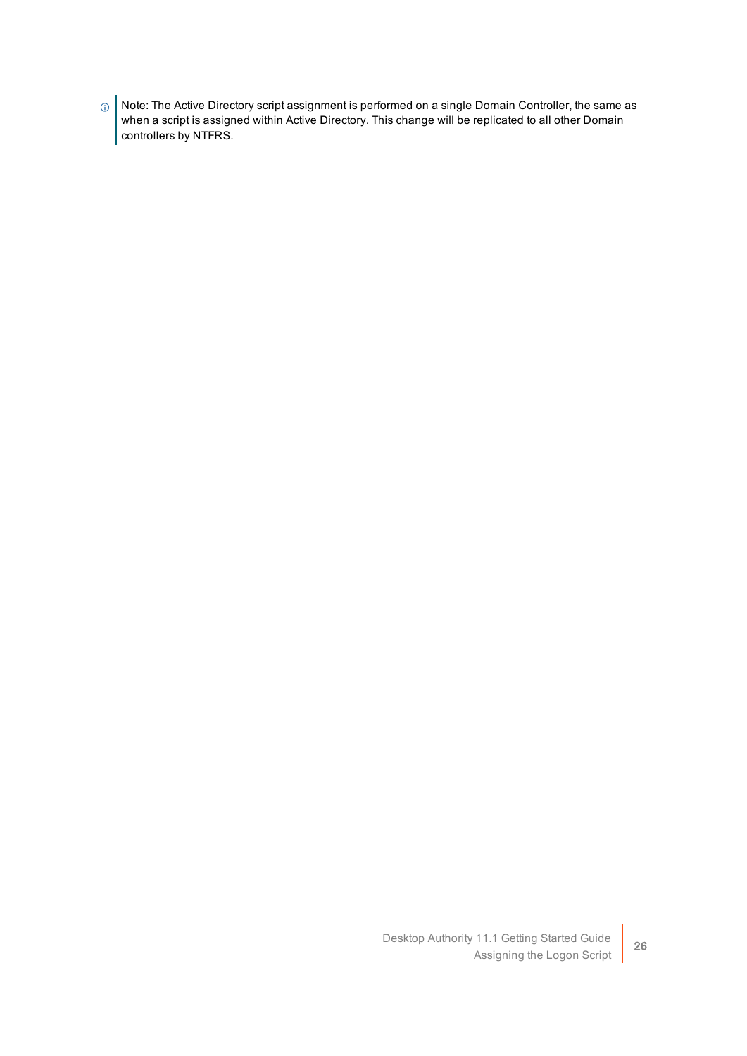> Note: The Active Directory script assignment is performed on a single Domain Controller, the same as when a script is assigned within Active Directory. This change will be replicated to all other Domain controllers by NTFRS.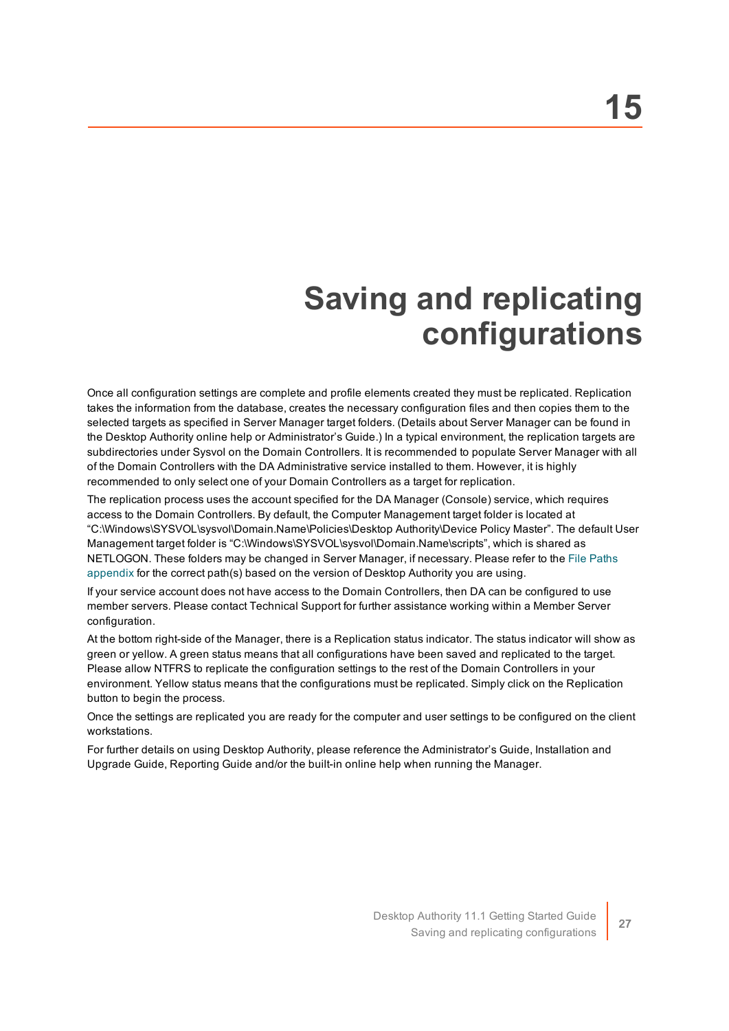# 15

# Saving and replicating configurations

Once all configuration settings are complete and profile elements created they must be replicated. Replication takes the information from the database, creates the necessary configuration files and then copies them to the selected targets as specified in Server Manager target folders. (Details about Server Manager can be found in the Desktop Authority online help or Administrator's Guide.) In a typical environment, the replication targets are subdirectories under Sysvol on the Domain Controllers. It is recommended to populate Server Manager with all of the Domain Controllers with the DA Administrative service installed to them. However, it is highly recommended to only select one of your Domain Controllers as a target for replication.

The replication process uses the account specified for the DA Manager (Console) service, which requires access to the Domain Controllers. By default, the Computer Management target folder is located at "C:\Windows\SYSVOL\sysvol\Domain.Name\Policies\Desktop Authority\Device Policy Master". The default User Management target folder is "C:\Windows\SYSVOL\sysvol\Domain.Name\scripts", which is shared as NETLOGON. These folders may be changed in Server Manager, if necessary. Please refer to the File Paths appendix for the correct path(s) based on the version of Desktop Authority you are using.

If your service account does not have access to the Domain Controllers, then DA can be configured to use member servers. Please contact Technical Support for further assistance working within a Member Server configuration.

At the bottom right-side of the Manager, there is a Replication status indicator. The status indicator will show as green or yellow. A green status means that all configurations have been saved and replicated to the target. Please allow NTFRS to replicate the configuration settings to the rest of the Domain Controllers in your environment. Yellow status means that the configurations must be replicated. Simply click on the Replication button to begin the process.

Once the settings are replicated you are ready for the computer and user settings to be configured on the client workstations.

For further details on using Desktop Authority, please reference the Administrator's Guide, Installation and Upgrade Guide, Reporting Guide and/or the built-in online help when running the Manager.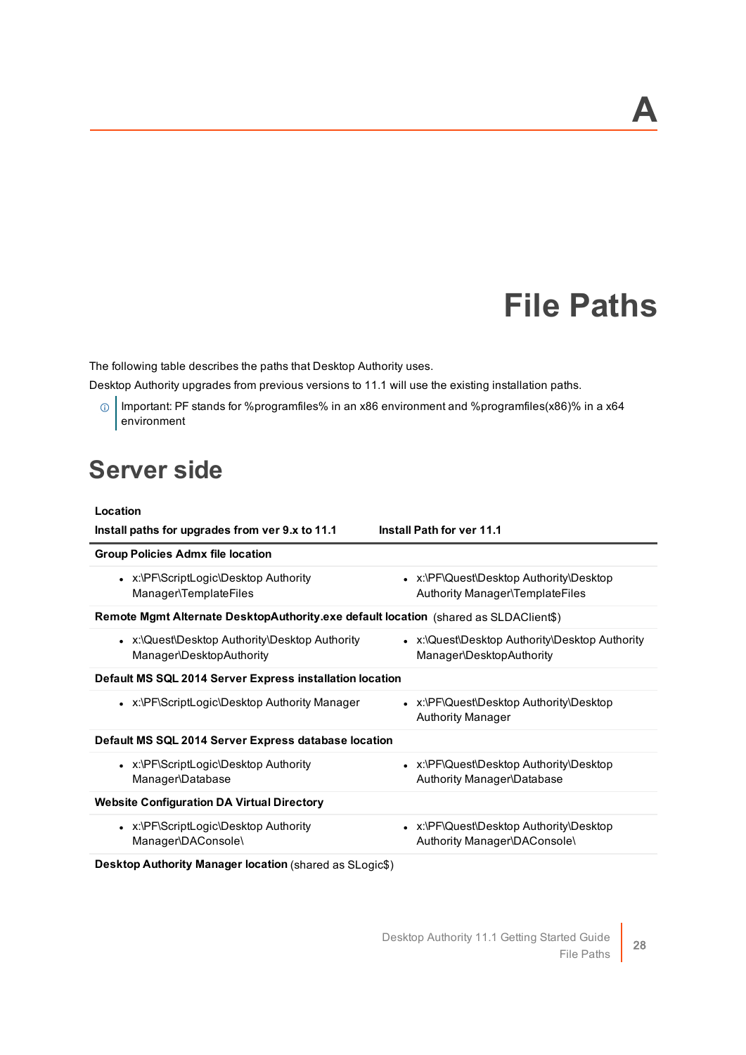# A

# File Paths

The following table describes the paths that Desktop Authority uses.

Desktop Authority upgrades from previous versions to 11.1 will use the existing installation paths.

> Important: PF stands for %programfiles% in an x86 environment and %programfiles(x86)% in a x64 environment

## Server side

| **Location** | |
|---|---|
| **Install paths for upgrades from ver 9.x to 11.1** | **Install Path for ver 11.1** |
| **Group Policies Admx file location** | |
| • x:\PF\ScriptLogic\Desktop Authority Manager\TemplateFiles | • x:\PF\Quest\Desktop Authority\Desktop Authority Manager\TemplateFiles |
| **Remote Mgmt Alternate DesktopAuthority.exe default location** (shared as SLDAClient$) | |
| • x:\Quest\Desktop Authority\Desktop Authority Manager\DesktopAuthority | • x:\Quest\Desktop Authority\Desktop Authority Manager\DesktopAuthority |
| **Default MS SQL 2014 Server Express installation location** | |
| • x:\PF\ScriptLogic\Desktop Authority Manager | • x:\PF\Quest\Desktop Authority\Desktop Authority Manager |
| **Default MS SQL 2014 Server Express database location** | |
| • x:\PF\ScriptLogic\Desktop Authority Manager\Database | • x:\PF\Quest\Desktop Authority\Desktop Authority Manager\Database |
| **Website Configuration DA Virtual Directory** | |
| • x:\PF\ScriptLogic\Desktop Authority Manager\DAConsole\ | • x:\PF\Quest\Desktop Authority\Desktop Authority Manager\DAConsole\ |
| **Desktop Authority Manager location** (shared as SLogic$) | |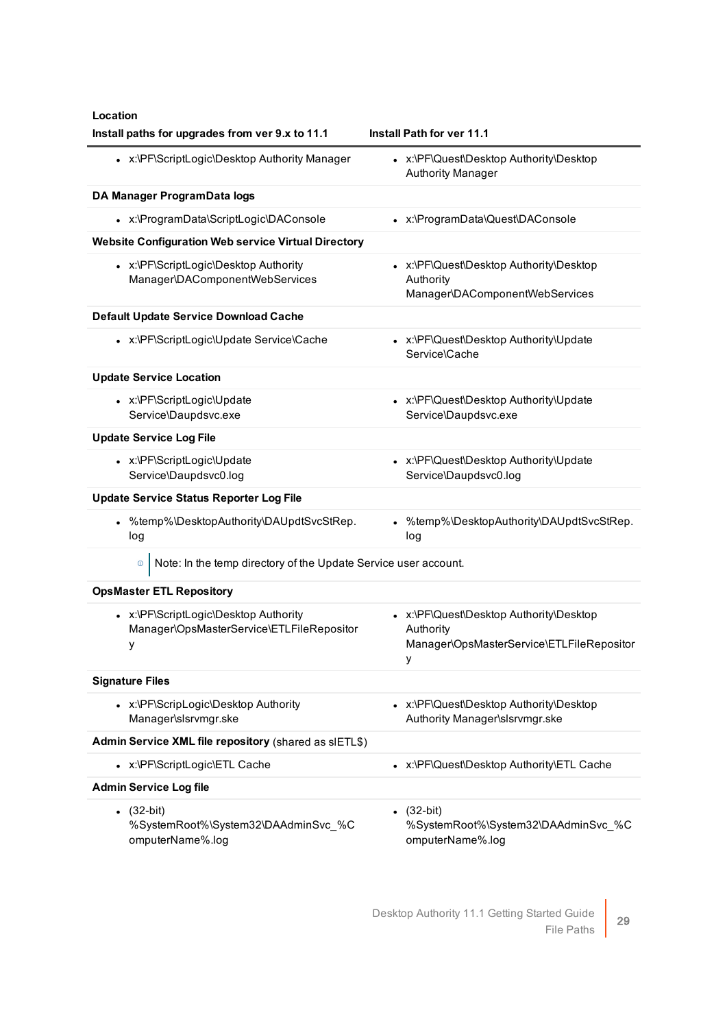| Location | |
|---|---|
| **Install paths for upgrades from ver 9.x to 11.1** | **Install Path for ver 11.1** |
| • x:\PF\ScriptLogic\Desktop Authority Manager | • x:\PF\Quest\Desktop Authority\Desktop Authority Manager |
| **DA Manager ProgramData logs** | |
| • x:\ProgramData\ScriptLogic\DAConsole | • x:\ProgramData\Quest\DAConsole |
| **Website Configuration Web service Virtual Directory** | |
| • x:\PF\ScriptLogic\Desktop Authority Manager\DAComponentWebServices | • x:\PF\Quest\Desktop Authority\Desktop Authority Manager\DAComponentWebServices |
| **Default Update Service Download Cache** | |
| • x:\PF\ScriptLogic\Update Service\Cache | • x:\PF\Quest\Desktop Authority\Update Service\Cache |
| **Update Service Location** | |
| • x:\PF\ScriptLogic\Update Service\Daupdsvc.exe | • x:\PF\Quest\Desktop Authority\Update Service\Daupdsvc.exe |
| **Update Service Log File** | |
| • x:\PF\ScriptLogic\Update Service\Daupdsvc0.log | • x:\PF\Quest\Desktop Authority\Update Service\Daupdsvc0.log |
| **Update Service Status Reporter Log File** | |
| • %temp%\DesktopAuthority\DAUpdtSvcStRep.log | • %temp%\DesktopAuthority\DAUpdtSvcStRep.log |
| Note: In the temp directory of the Update Service user account. | |
| **OpsMaster ETL Repository** | |
| • x:\PF\ScriptLogic\Desktop Authority Manager\OpsMasterService\ETLFileRepository | • x:\PF\Quest\Desktop Authority\Desktop Authority Manager\OpsMasterService\ETLFileRepository |
| **Signature Files** | |
| • x:\PF\ScripLogic\Desktop Authority Manager\slsrvmgr.ske | • x:\PF\Quest\Desktop Authority\Desktop Authority Manager\slsrvmgr.ske |
| **Admin Service XML file repository** (shared as slETL$) | |
| • x:\PF\ScriptLogic\ETL Cache | • x:\PF\Quest\Desktop Authority\ETL Cache |
| **Admin Service Log file** | |
| • (32-bit) %SystemRoot%\System32\DAAdminSvc_%ComputerName%.log | • (32-bit) %SystemRoot%\System32\DAAdminSvc_%ComputerName%.log |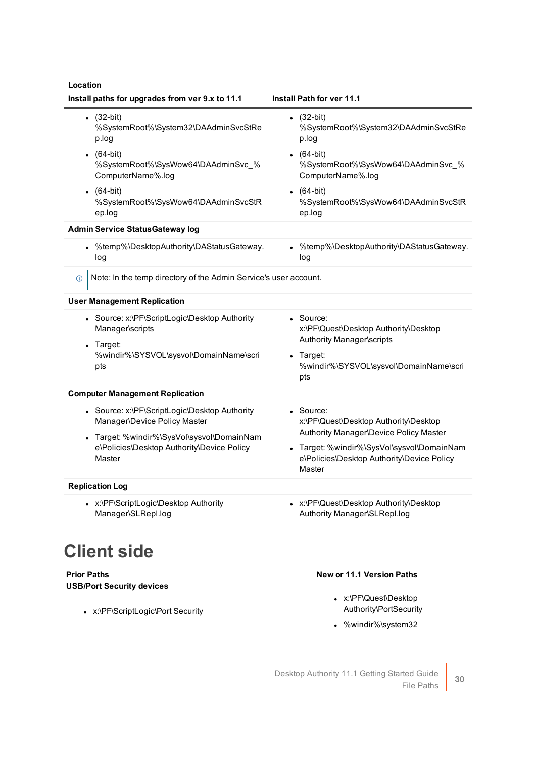| Location | |
|---|---|
| **Install paths for upgrades from ver 9.x to 11.1** | **Install Path for ver 11.1** |
| • (32-bit) %SystemRoot%\System32\DAAdminSvcStRep.log<br>• (64-bit) %SystemRoot%\SysWow64\DAAdminSvc_%ComputerName%.log<br>• (64-bit) %SystemRoot%\SysWow64\DAAdminSvcStRep.log | • (32-bit) %SystemRoot%\System32\DAAdminSvcStRep.log<br>• (64-bit) %SystemRoot%\SysWow64\DAAdminSvc_%ComputerName%.log<br>• (64-bit) %SystemRoot%\SysWow64\DAAdminSvcStRep.log |
| **Admin Service StatusGateway log** | |
| • %temp%\DesktopAuthority\DAStatusGateway.log | • %temp%\DesktopAuthority\DAStatusGateway.log |
| ⓘ Note: In the temp directory of the Admin Service's user account. | |
| **User Management Replication** | |
| • Source: x:\PF\ScriptLogic\Desktop Authority Manager\scripts<br>• Target: %windir%\SYSVOL\sysvol\DomainName\scripts | • Source: x:\PF\Quest\Desktop Authority\Desktop Authority Manager\scripts<br>• Target: %windir%\SYSVOL\sysvol\DomainName\scripts |
| **Computer Management Replication** | |
| • Source: x:\PF\ScriptLogic\Desktop Authority Manager\Device Policy Master<br>• Target: %windir%\SysVol\sysvol\DomainName\Policies\Desktop Authority\Device Policy Master | • Source: x:\PF\Quest\Desktop Authority\Desktop Authority Manager\Device Policy Master<br>• Target: %windir%\SysVol\sysvol\DomainName\Policies\Desktop Authority\Device Policy Master |
| **Replication Log** | |
| • x:\PF\ScriptLogic\Desktop Authority Manager\SLRepl.log | • x:\PF\Quest\Desktop Authority\Desktop Authority Manager\SLRepl.log |

# Client side

| Prior Paths | New or 11.1 Version Paths |
|---|---|
| **USB/Port Security devices** | |
| • x:\PF\ScriptLogic\Port Security | • x:\PF\Quest\Desktop Authority\PortSecurity<br>• %windir%\system32 |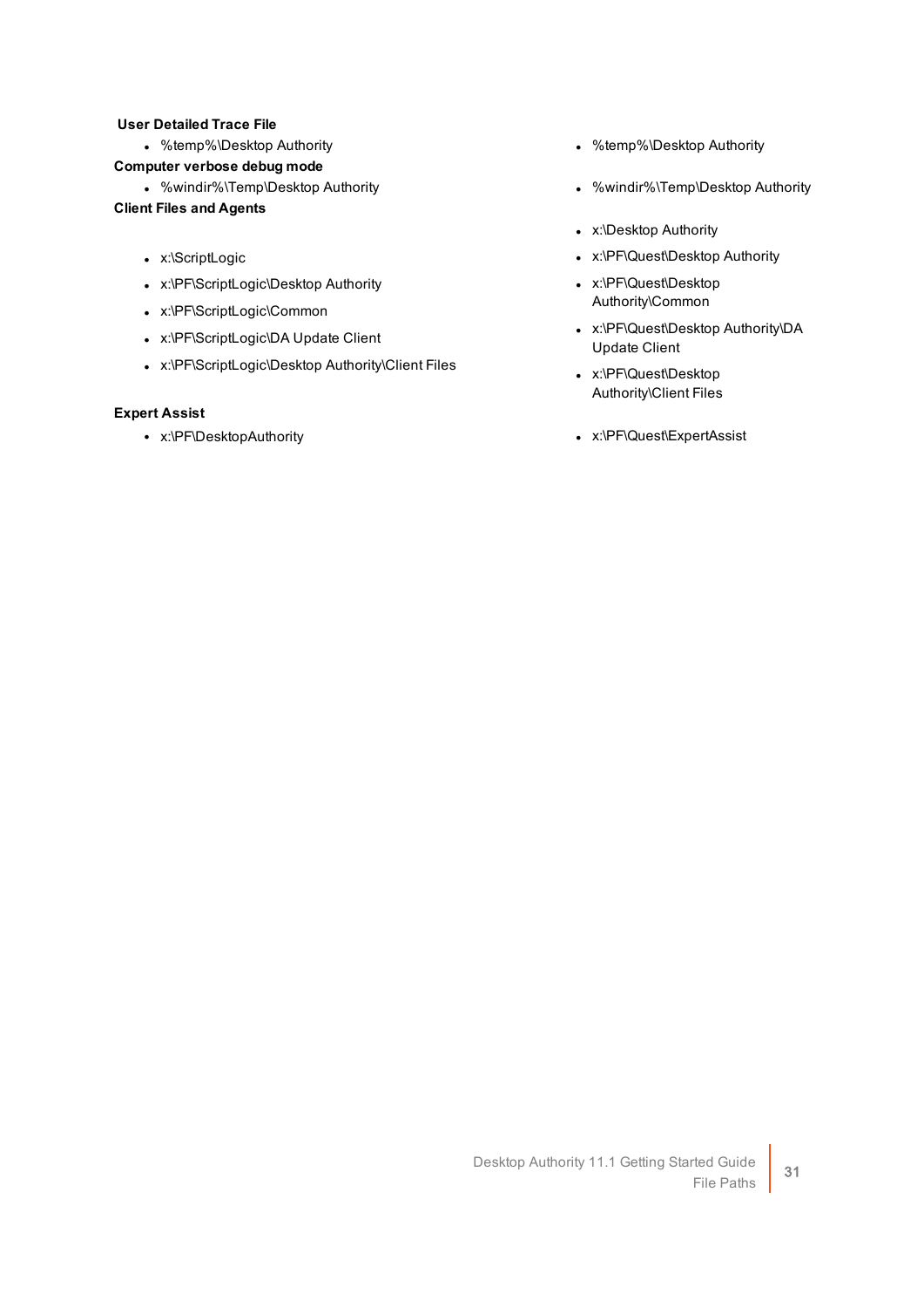| | |
|---|---|
| **User Detailed Trace File** | |
| • %temp%\Desktop Authority | • %temp%\Desktop Authority |
| **Computer verbose debug mode** | |
| • %windir%\Temp\Desktop Authority | • %windir%\Temp\Desktop Authority |
| **Client Files and Agents** | |
| | • x:\Desktop Authority |
| • x:\ScriptLogic | • x:\PF\Quest\Desktop Authority |
| • x:\PF\ScriptLogic\Desktop Authority | • x:\PF\Quest\Desktop Authority\Common |
| • x:\PF\ScriptLogic\Common | • x:\PF\Quest\Desktop Authority\DA Update Client |
| • x:\PF\ScriptLogic\DA Update Client | • x:\PF\Quest\Desktop Authority\Client Files |
| • x:\PF\ScriptLogic\Desktop Authority\Client Files | |
| **Expert Assist** | |
| • x:\PF\DesktopAuthority | • x:\PF\Quest\ExpertAssist |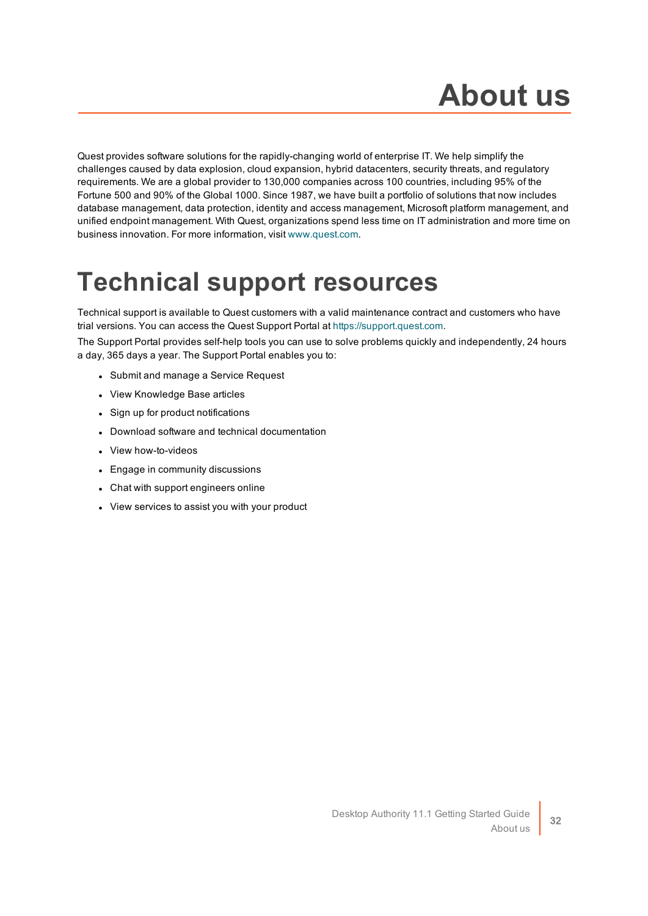# About us

Quest provides software solutions for the rapidly-changing world of enterprise IT. We help simplify the challenges caused by data explosion, cloud expansion, hybrid datacenters, security threats, and regulatory requirements. We are a global provider to 130,000 companies across 100 countries, including 95% of the Fortune 500 and 90% of the Global 1000. Since 1987, we have built a portfolio of solutions that now includes database management, data protection, identity and access management, Microsoft platform management, and unified endpoint management. With Quest, organizations spend less time on IT administration and more time on business innovation. For more information, visit www.quest.com.

# Technical support resources

Technical support is available to Quest customers with a valid maintenance contract and customers who have trial versions. You can access the Quest Support Portal at https://support.quest.com.

The Support Portal provides self-help tools you can use to solve problems quickly and independently, 24 hours a day, 365 days a year. The Support Portal enables you to:

- Submit and manage a Service Request
- View Knowledge Base articles
- Sign up for product notifications
- Download software and technical documentation
- View how-to-videos
- Engage in community discussions
- Chat with support engineers online
- View services to assist you with your product